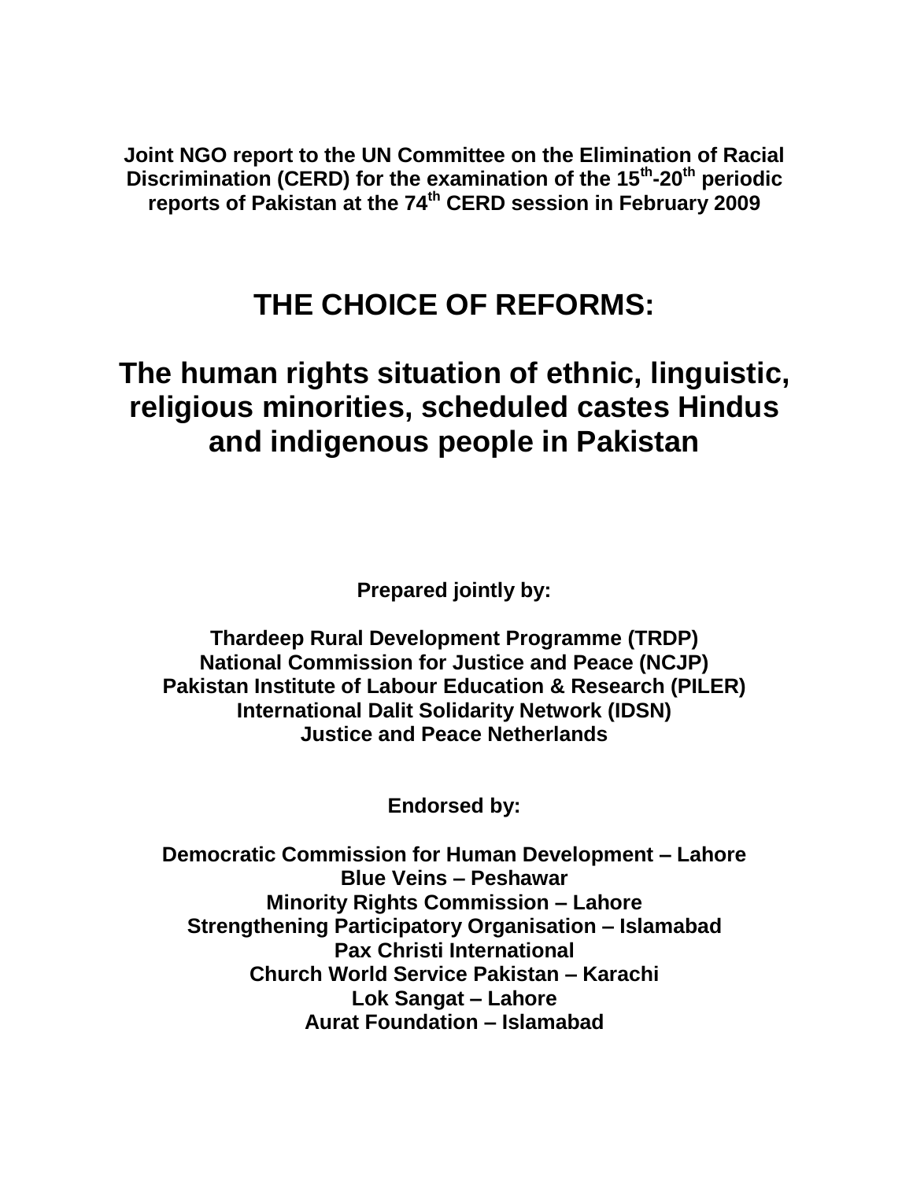**Joint NGO report to the UN Committee on the Elimination of Racial Discrimination (CERD) for the examination of the 15th-20th periodic reports of Pakistan at the 74th CERD session in February 2009**

# THE CHOICE OF REFORMS:

# The human rights situation of ethnic, linguistic, religious minorities, scheduled castes Hindus and indigenous people in Pakistan

**Prepared jointly by:**

**Thardeep Rural Development Programme (TRDP)**
**National Commission for Justice and Peace (NCJP)**
**Pakistan Institute of Labour Education & Research (PILER)**
**International Dalit Solidarity Network (IDSN)**
**Justice and Peace Netherlands**

**Endorsed by:**

**Democratic Commission for Human Development – Lahore**
**Blue Veins – Peshawar**
**Minority Rights Commission – Lahore**
**Strengthening Participatory Organisation – Islamabad**
**Pax Christi International**
**Church World Service Pakistan – Karachi**
**Lok Sangat – Lahore**
**Aurat Foundation – Islamabad**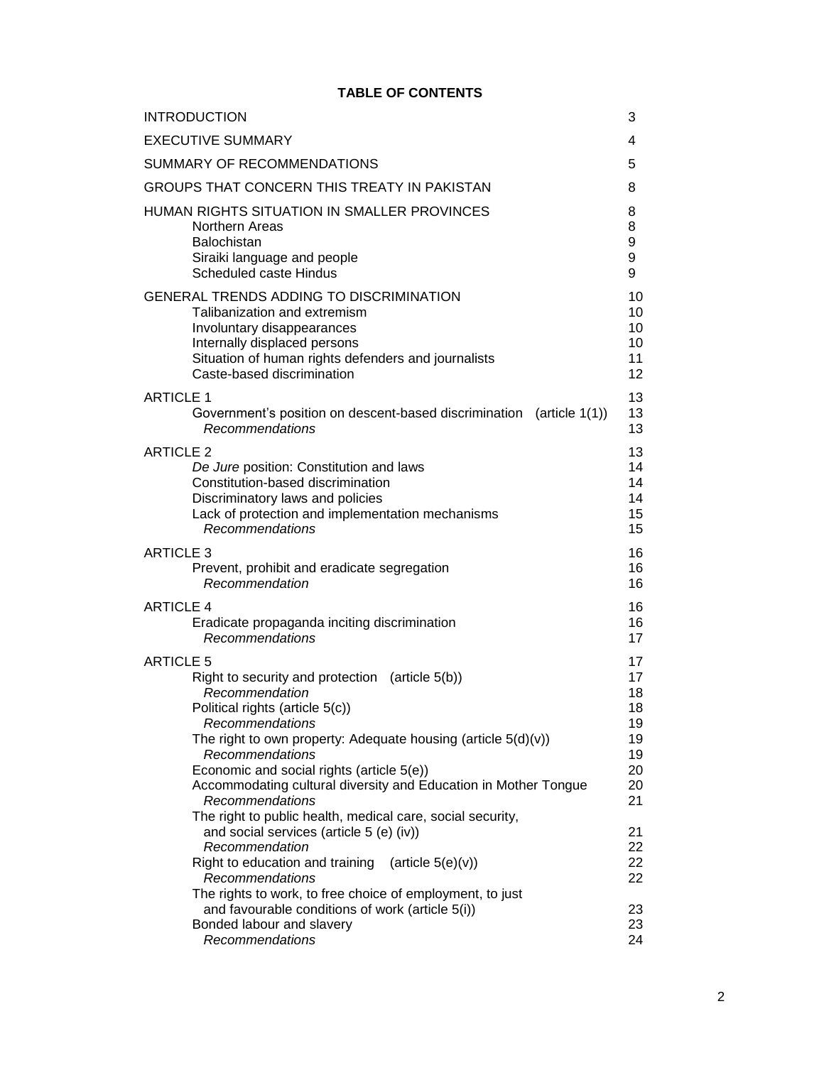**TABLE OF CONTENTS**

| | |
|---|---|
| INTRODUCTION | 3 |
| EXECUTIVE SUMMARY | 4 |
| SUMMARY OF RECOMMENDATIONS | 5 |
| GROUPS THAT CONCERN THIS TREATY IN PAKISTAN | 8 |
| HUMAN RIGHTS SITUATION IN SMALLER PROVINCES | 8 |
| Northern Areas | 8 |
| Balochistan | 9 |
| Siraiki language and people | 9 |
| Scheduled caste Hindus | 9 |
| GENERAL TRENDS ADDING TO DISCRIMINATION | 10 |
| Talibanization and extremism | 10 |
| Involuntary disappearances | 10 |
| Internally displaced persons | 10 |
| Situation of human rights defenders and journalists | 11 |
| Caste-based discrimination | 12 |
| ARTICLE 1 | 13 |
| Government's position on descent-based discrimination (article 1(1)) | 13 |
| *Recommendations* | 13 |
| ARTICLE 2 | 13 |
| *De Jure* position: Constitution and laws | 14 |
| Constitution-based discrimination | 14 |
| Discriminatory laws and policies | 14 |
| Lack of protection and implementation mechanisms | 15 |
| *Recommendations* | 15 |
| ARTICLE 3 | 16 |
| Prevent, prohibit and eradicate segregation | 16 |
| *Recommendation* | 16 |
| ARTICLE 4 | 16 |
| Eradicate propaganda inciting discrimination | 16 |
| *Recommendations* | 17 |
| ARTICLE 5 | 17 |
| Right to security and protection (article 5(b)) | 17 |
| *Recommendation* | 18 |
| Political rights (article 5(c)) | 18 |
| *Recommendations* | 19 |
| The right to own property: Adequate housing (article 5(d)(v)) | 19 |
| *Recommendations* | 19 |
| Economic and social rights (article 5(e)) | 20 |
| Accommodating cultural diversity and Education in Mother Tongue | 20 |
| *Recommendations* | 21 |
| The right to public health, medical care, social security, and social services (article 5 (e) (iv)) | 21 |
| *Recommendation* | 22 |
| Right to education and training (article 5(e)(v)) | 22 |
| *Recommendations* | 22 |
| The rights to work, to free choice of employment, to just and favourable conditions of work (article 5(i)) | 23 |
| Bonded labour and slavery | 23 |
| *Recommendations* | 24 |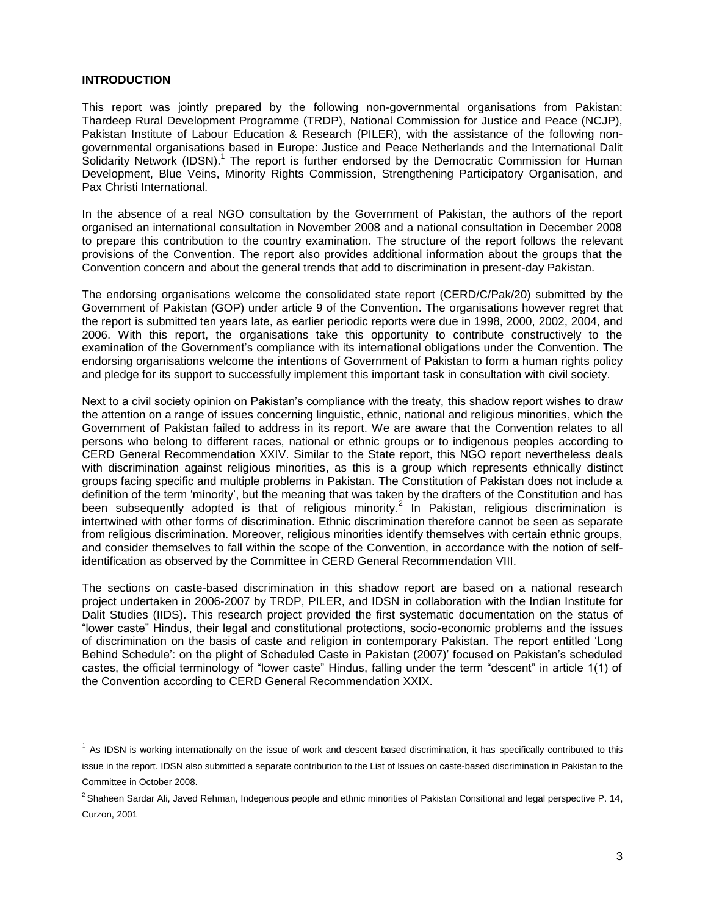**INTRODUCTION**

This report was jointly prepared by the following non-governmental organisations from Pakistan: Thardeep Rural Development Programme (TRDP), National Commission for Justice and Peace (NCJP), Pakistan Institute of Labour Education & Research (PILER), with the assistance of the following non-governmental organisations based in Europe: Justice and Peace Netherlands and the International Dalit Solidarity Network (IDSN).[1] The report is further endorsed by the Democratic Commission for Human Development, Blue Veins, Minority Rights Commission, Strengthening Participatory Organisation, and Pax Christi International.

In the absence of a real NGO consultation by the Government of Pakistan, the authors of the report organised an international consultation in November 2008 and a national consultation in December 2008 to prepare this contribution to the country examination. The structure of the report follows the relevant provisions of the Convention. The report also provides additional information about the groups that the Convention concern and about the general trends that add to discrimination in present-day Pakistan.

The endorsing organisations welcome the consolidated state report (CERD/C/Pak/20) submitted by the Government of Pakistan (GOP) under article 9 of the Convention. The organisations however regret that the report is submitted ten years late, as earlier periodic reports were due in 1998, 2000, 2002, 2004, and 2006. With this report, the organisations take this opportunity to contribute constructively to the examination of the Government's compliance with its international obligations under the Convention. The endorsing organisations welcome the intentions of Government of Pakistan to form a human rights policy and pledge for its support to successfully implement this important task in consultation with civil society.

Next to a civil society opinion on Pakistan's compliance with the treaty, this shadow report wishes to draw the attention on a range of issues concerning linguistic, ethnic, national and religious minorities, which the Government of Pakistan failed to address in its report. We are aware that the Convention relates to all persons who belong to different races, national or ethnic groups or to indigenous peoples according to CERD General Recommendation XXIV. Similar to the State report, this NGO report nevertheless deals with discrimination against religious minorities, as this is a group which represents ethnically distinct groups facing specific and multiple problems in Pakistan. The Constitution of Pakistan does not include a definition of the term 'minority', but the meaning that was taken by the drafters of the Constitution and has been subsequently adopted is that of religious minority.[2] In Pakistan, religious discrimination is intertwined with other forms of discrimination. Ethnic discrimination therefore cannot be seen as separate from religious discrimination. Moreover, religious minorities identify themselves with certain ethnic groups, and consider themselves to fall within the scope of the Convention, in accordance with the notion of self-identification as observed by the Committee in CERD General Recommendation VIII.

The sections on caste-based discrimination in this shadow report are based on a national research project undertaken in 2006-2007 by TRDP, PILER, and IDSN in collaboration with the Indian Institute for Dalit Studies (IIDS). This research project provided the first systematic documentation on the status of "lower caste" Hindus, their legal and constitutional protections, socio-economic problems and the issues of discrimination on the basis of caste and religion in contemporary Pakistan. The report entitled 'Long Behind Schedule': on the plight of Scheduled Caste in Pakistan (2007)' focused on Pakistan's scheduled castes, the official terminology of "lower caste" Hindus, falling under the term "descent" in article 1(1) of the Convention according to CERD General Recommendation XXIX.

---

[1] As IDSN is working internationally on the issue of work and descent based discrimination, it has specifically contributed to this issue in the report. IDSN also submitted a separate contribution to the List of Issues on caste-based discrimination in Pakistan to the Committee in October 2008.

[2] Shaheen Sardar Ali, Javed Rehman, Indegenous people and ethnic minorities of Pakistan Consitional and legal perspective P. 14, Curzon, 2001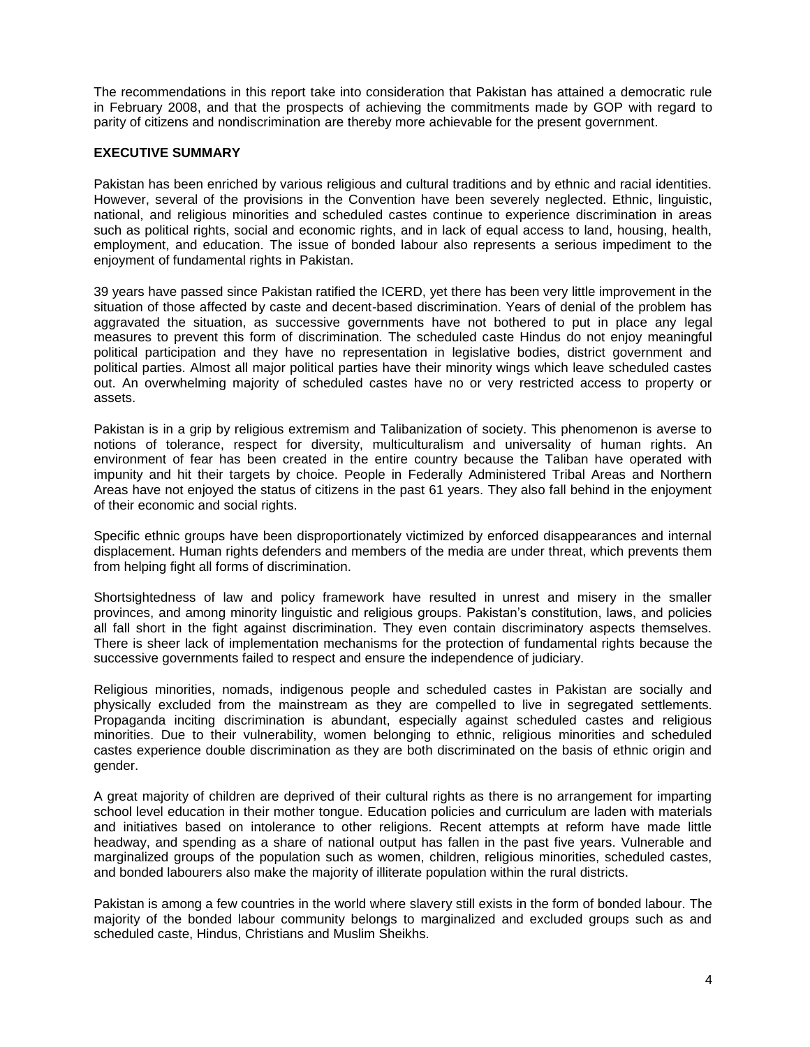The recommendations in this report take into consideration that Pakistan has attained a democratic rule in February 2008, and that the prospects of achieving the commitments made by GOP with regard to parity of citizens and nondiscrimination are thereby more achievable for the present government.

## EXECUTIVE SUMMARY

Pakistan has been enriched by various religious and cultural traditions and by ethnic and racial identities. However, several of the provisions in the Convention have been severely neglected. Ethnic, linguistic, national, and religious minorities and scheduled castes continue to experience discrimination in areas such as political rights, social and economic rights, and in lack of equal access to land, housing, health, employment, and education. The issue of bonded labour also represents a serious impediment to the enjoyment of fundamental rights in Pakistan.

39 years have passed since Pakistan ratified the ICERD, yet there has been very little improvement in the situation of those affected by caste and decent-based discrimination. Years of denial of the problem has aggravated the situation, as successive governments have not bothered to put in place any legal measures to prevent this form of discrimination. The scheduled caste Hindus do not enjoy meaningful political participation and they have no representation in legislative bodies, district government and political parties. Almost all major political parties have their minority wings which leave scheduled castes out. An overwhelming majority of scheduled castes have no or very restricted access to property or assets.

Pakistan is in a grip by religious extremism and Talibanization of society. This phenomenon is averse to notions of tolerance, respect for diversity, multiculturalism and universality of human rights. An environment of fear has been created in the entire country because the Taliban have operated with impunity and hit their targets by choice. People in Federally Administered Tribal Areas and Northern Areas have not enjoyed the status of citizens in the past 61 years. They also fall behind in the enjoyment of their economic and social rights.

Specific ethnic groups have been disproportionately victimized by enforced disappearances and internal displacement. Human rights defenders and members of the media are under threat, which prevents them from helping fight all forms of discrimination.

Shortsightedness of law and policy framework have resulted in unrest and misery in the smaller provinces, and among minority linguistic and religious groups. Pakistan's constitution, laws, and policies all fall short in the fight against discrimination. They even contain discriminatory aspects themselves. There is sheer lack of implementation mechanisms for the protection of fundamental rights because the successive governments failed to respect and ensure the independence of judiciary.

Religious minorities, nomads, indigenous people and scheduled castes in Pakistan are socially and physically excluded from the mainstream as they are compelled to live in segregated settlements. Propaganda inciting discrimination is abundant, especially against scheduled castes and religious minorities. Due to their vulnerability, women belonging to ethnic, religious minorities and scheduled castes experience double discrimination as they are both discriminated on the basis of ethnic origin and gender.

A great majority of children are deprived of their cultural rights as there is no arrangement for imparting school level education in their mother tongue. Education policies and curriculum are laden with materials and initiatives based on intolerance to other religions. Recent attempts at reform have made little headway, and spending as a share of national output has fallen in the past five years. Vulnerable and marginalized groups of the population such as women, children, religious minorities, scheduled castes, and bonded labourers also make the majority of illiterate population within the rural districts.

Pakistan is among a few countries in the world where slavery still exists in the form of bonded labour. The majority of the bonded labour community belongs to marginalized and excluded groups such as and scheduled caste, Hindus, Christians and Muslim Sheikhs.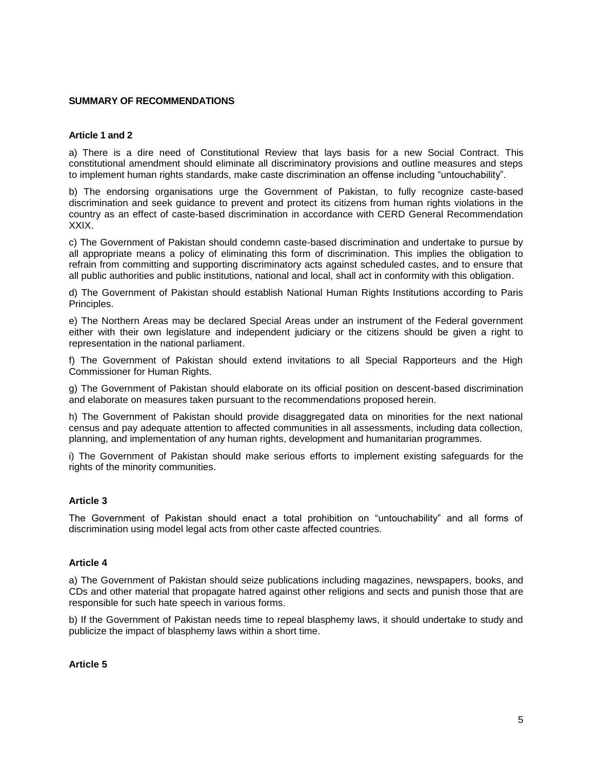## SUMMARY OF RECOMMENDATIONS

### Article 1 and 2

a) There is a dire need of Constitutional Review that lays basis for a new Social Contract. This constitutional amendment should eliminate all discriminatory provisions and outline measures and steps to implement human rights standards, make caste discrimination an offense including "untouchability".

b) The endorsing organisations urge the Government of Pakistan, to fully recognize caste-based discrimination and seek guidance to prevent and protect its citizens from human rights violations in the country as an effect of caste-based discrimination in accordance with CERD General Recommendation XXIX.

c) The Government of Pakistan should condemn caste-based discrimination and undertake to pursue by all appropriate means a policy of eliminating this form of discrimination. This implies the obligation to refrain from committing and supporting discriminatory acts against scheduled castes, and to ensure that all public authorities and public institutions, national and local, shall act in conformity with this obligation.

d) The Government of Pakistan should establish National Human Rights Institutions according to Paris Principles.

e) The Northern Areas may be declared Special Areas under an instrument of the Federal government either with their own legislature and independent judiciary or the citizens should be given a right to representation in the national parliament.

f) The Government of Pakistan should extend invitations to all Special Rapporteurs and the High Commissioner for Human Rights.

g) The Government of Pakistan should elaborate on its official position on descent-based discrimination and elaborate on measures taken pursuant to the recommendations proposed herein.

h) The Government of Pakistan should provide disaggregated data on minorities for the next national census and pay adequate attention to affected communities in all assessments, including data collection, planning, and implementation of any human rights, development and humanitarian programmes.

i) The Government of Pakistan should make serious efforts to implement existing safeguards for the rights of the minority communities.

### Article 3

The Government of Pakistan should enact a total prohibition on "untouchability" and all forms of discrimination using model legal acts from other caste affected countries.

### Article 4

a) The Government of Pakistan should seize publications including magazines, newspapers, books, and CDs and other material that propagate hatred against other religions and sects and punish those that are responsible for such hate speech in various forms.

b) If the Government of Pakistan needs time to repeal blasphemy laws, it should undertake to study and publicize the impact of blasphemy laws within a short time.

### Article 5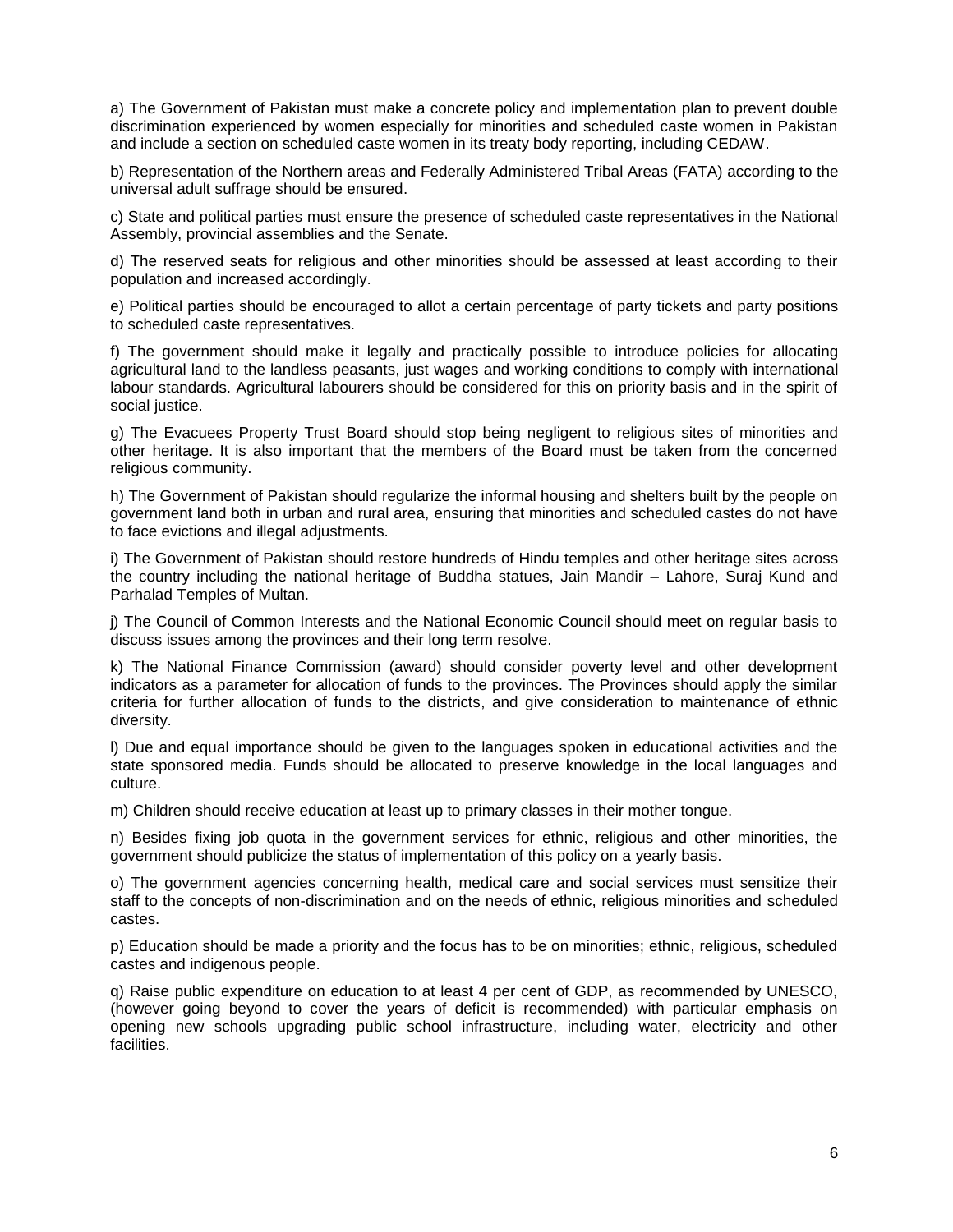a) The Government of Pakistan must make a concrete policy and implementation plan to prevent double discrimination experienced by women especially for minorities and scheduled caste women in Pakistan and include a section on scheduled caste women in its treaty body reporting, including CEDAW.

b) Representation of the Northern areas and Federally Administered Tribal Areas (FATA) according to the universal adult suffrage should be ensured.

c) State and political parties must ensure the presence of scheduled caste representatives in the National Assembly, provincial assemblies and the Senate.

d) The reserved seats for religious and other minorities should be assessed at least according to their population and increased accordingly.

e) Political parties should be encouraged to allot a certain percentage of party tickets and party positions to scheduled caste representatives.

f) The government should make it legally and practically possible to introduce policies for allocating agricultural land to the landless peasants, just wages and working conditions to comply with international labour standards. Agricultural labourers should be considered for this on priority basis and in the spirit of social justice.

g) The Evacuees Property Trust Board should stop being negligent to religious sites of minorities and other heritage. It is also important that the members of the Board must be taken from the concerned religious community.

h) The Government of Pakistan should regularize the informal housing and shelters built by the people on government land both in urban and rural area, ensuring that minorities and scheduled castes do not have to face evictions and illegal adjustments.

i) The Government of Pakistan should restore hundreds of Hindu temples and other heritage sites across the country including the national heritage of Buddha statues, Jain Mandir – Lahore, Suraj Kund and Parhalad Temples of Multan.

j) The Council of Common Interests and the National Economic Council should meet on regular basis to discuss issues among the provinces and their long term resolve.

k) The National Finance Commission (award) should consider poverty level and other development indicators as a parameter for allocation of funds to the provinces. The Provinces should apply the similar criteria for further allocation of funds to the districts, and give consideration to maintenance of ethnic diversity.

l) Due and equal importance should be given to the languages spoken in educational activities and the state sponsored media. Funds should be allocated to preserve knowledge in the local languages and culture.

m) Children should receive education at least up to primary classes in their mother tongue.

n) Besides fixing job quota in the government services for ethnic, religious and other minorities, the government should publicize the status of implementation of this policy on a yearly basis.

o) The government agencies concerning health, medical care and social services must sensitize their staff to the concepts of non-discrimination and on the needs of ethnic, religious minorities and scheduled castes.

p) Education should be made a priority and the focus has to be on minorities; ethnic, religious, scheduled castes and indigenous people.

q) Raise public expenditure on education to at least 4 per cent of GDP, as recommended by UNESCO, (however going beyond to cover the years of deficit is recommended) with particular emphasis on opening new schools upgrading public school infrastructure, including water, electricity and other facilities.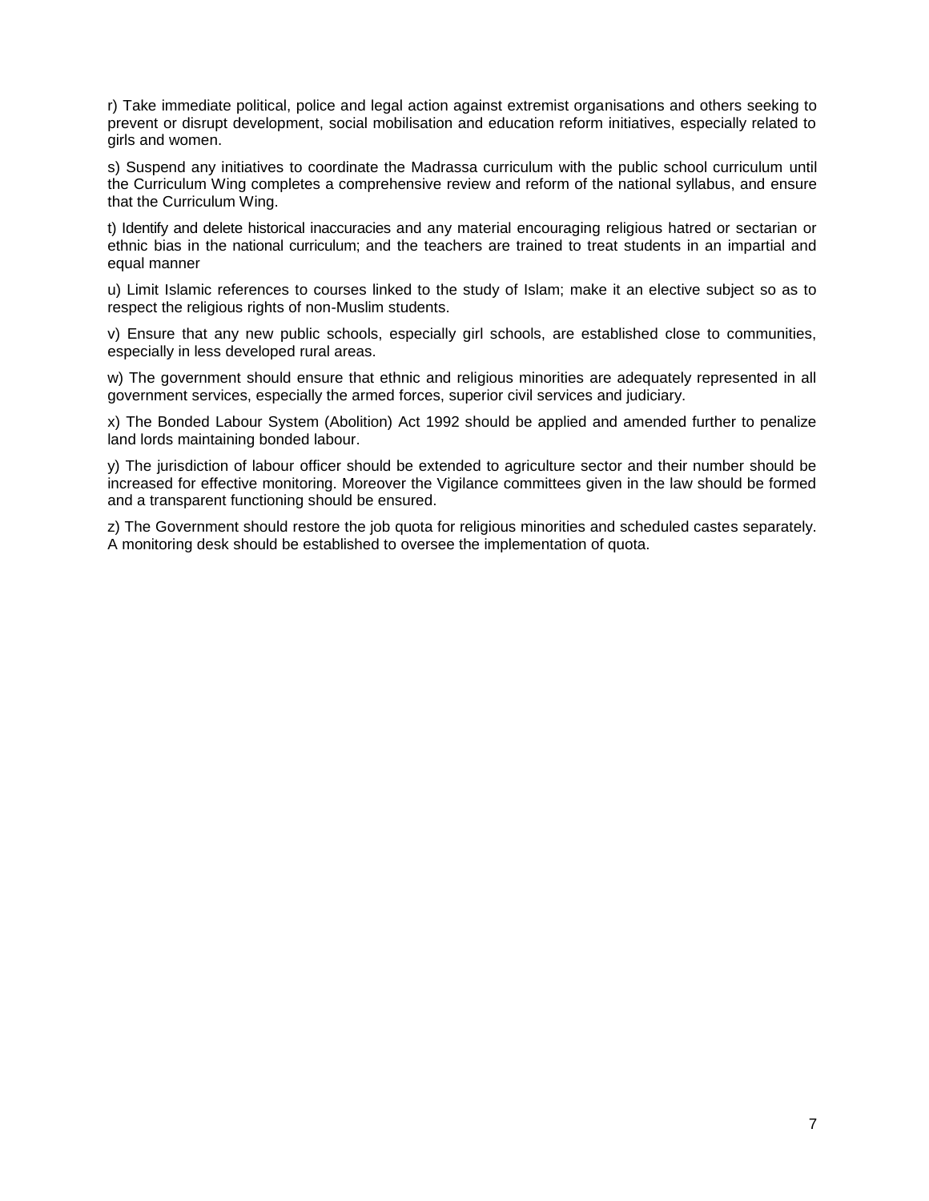r) Take immediate political, police and legal action against extremist organisations and others seeking to prevent or disrupt development, social mobilisation and education reform initiatives, especially related to girls and women.

s) Suspend any initiatives to coordinate the Madrassa curriculum with the public school curriculum until the Curriculum Wing completes a comprehensive review and reform of the national syllabus, and ensure that the Curriculum Wing.

t) Identify and delete historical inaccuracies and any material encouraging religious hatred or sectarian or ethnic bias in the national curriculum; and the teachers are trained to treat students in an impartial and equal manner

u) Limit Islamic references to courses linked to the study of Islam; make it an elective subject so as to respect the religious rights of non-Muslim students.

v) Ensure that any new public schools, especially girl schools, are established close to communities, especially in less developed rural areas.

w) The government should ensure that ethnic and religious minorities are adequately represented in all government services, especially the armed forces, superior civil services and judiciary.

x) The Bonded Labour System (Abolition) Act 1992 should be applied and amended further to penalize land lords maintaining bonded labour.

y) The jurisdiction of labour officer should be extended to agriculture sector and their number should be increased for effective monitoring. Moreover the Vigilance committees given in the law should be formed and a transparent functioning should be ensured.

z) The Government should restore the job quota for religious minorities and scheduled castes separately. A monitoring desk should be established to oversee the implementation of quota.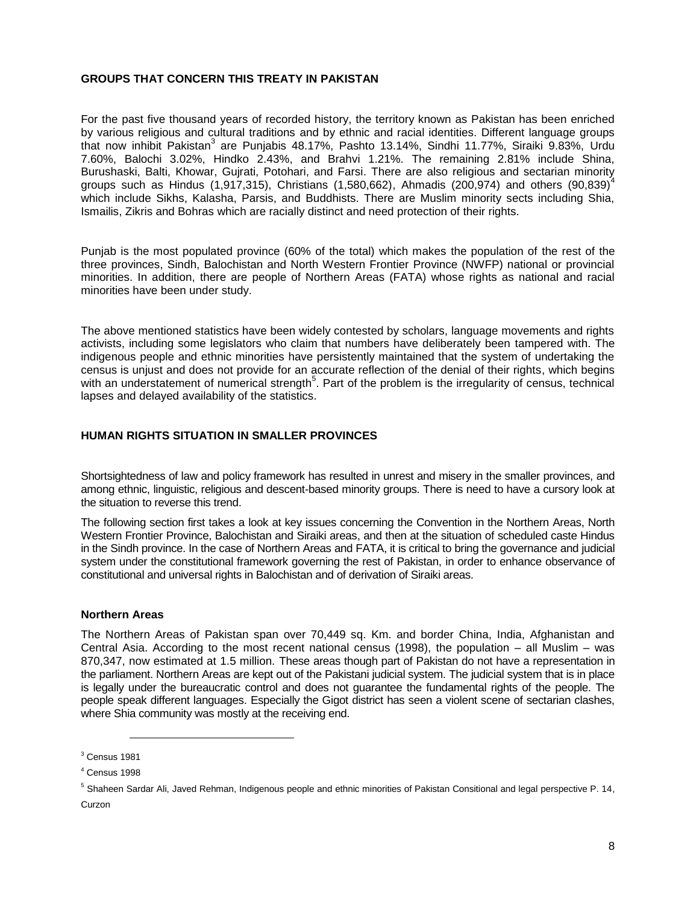### GROUPS THAT CONCERN THIS TREATY IN PAKISTAN

For the past five thousand years of recorded history, the territory known as Pakistan has been enriched by various religious and cultural traditions and by ethnic and racial identities. Different language groups that now inhibit Pakistan[3] are Punjabis 48.17%, Pashto 13.14%, Sindhi 11.77%, Siraiki 9.83%, Urdu 7.60%, Balochi 3.02%, Hindko 2.43%, and Brahvi 1.21%. The remaining 2.81% include Shina, Burushaski, Balti, Khowar, Gujrati, Potohari, and Farsi. There are also religious and sectarian minority groups such as Hindus (1,917,315), Christians (1,580,662), Ahmadis (200,974) and others (90,839)[4] which include Sikhs, Kalasha, Parsis, and Buddhists. There are Muslim minority sects including Shia, Ismailis, Zikris and Bohras which are racially distinct and need protection of their rights.

Punjab is the most populated province (60% of the total) which makes the population of the rest of the three provinces, Sindh, Balochistan and North Western Frontier Province (NWFP) national or provincial minorities. In addition, there are people of Northern Areas (FATA) whose rights as national and racial minorities have been under study.

The above mentioned statistics have been widely contested by scholars, language movements and rights activists, including some legislators who claim that numbers have deliberately been tampered with. The indigenous people and ethnic minorities have persistently maintained that the system of undertaking the census is unjust and does not provide for an accurate reflection of the denial of their rights, which begins with an understatement of numerical strength[5]. Part of the problem is the irregularity of census, technical lapses and delayed availability of the statistics.

### HUMAN RIGHTS SITUATION IN SMALLER PROVINCES

Shortsightedness of law and policy framework has resulted in unrest and misery in the smaller provinces, and among ethnic, linguistic, religious and descent-based minority groups. There is need to have a cursory look at the situation to reverse this trend.

The following section first takes a look at key issues concerning the Convention in the Northern Areas, North Western Frontier Province, Balochistan and Siraiki areas, and then at the situation of scheduled caste Hindus in the Sindh province. In the case of Northern Areas and FATA, it is critical to bring the governance and judicial system under the constitutional framework governing the rest of Pakistan, in order to enhance observance of constitutional and universal rights in Balochistan and of derivation of Siraiki areas.

#### Northern Areas

The Northern Areas of Pakistan span over 70,449 sq. Km. and border China, India, Afghanistan and Central Asia. According to the most recent national census (1998), the population – all Muslim – was 870,347, now estimated at 1.5 million. These areas though part of Pakistan do not have a representation in the parliament. Northern Areas are kept out of the Pakistani judicial system. The judicial system that is in place is legally under the bureaucratic control and does not guarantee the fundamental rights of the people. The people speak different languages. Especially the Gigot district has seen a violent scene of sectarian clashes, where Shia community was mostly at the receiving end.

---

[3] Census 1981

[4] Census 1998

[5] Shaheen Sardar Ali, Javed Rehman, Indigenous people and ethnic minorities of Pakistan Consitional and legal perspective P. 14, Curzon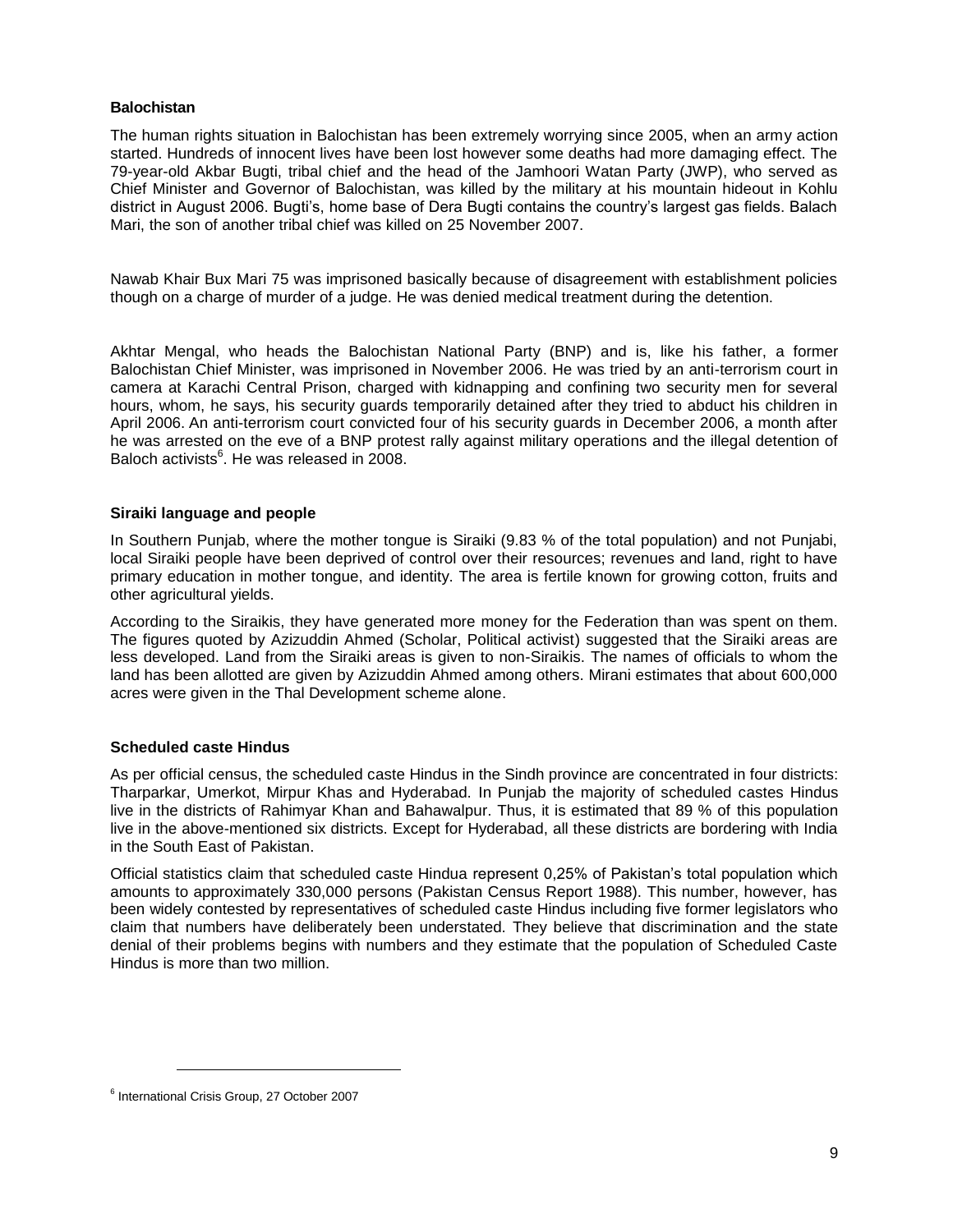**Balochistan**

The human rights situation in Balochistan has been extremely worrying since 2005, when an army action started. Hundreds of innocent lives have been lost however some deaths had more damaging effect. The 79-year-old Akbar Bugti, tribal chief and the head of the Jamhoori Watan Party (JWP), who served as Chief Minister and Governor of Balochistan, was killed by the military at his mountain hideout in Kohlu district in August 2006. Bugti's, home base of Dera Bugti contains the country's largest gas fields. Balach Mari, the son of another tribal chief was killed on 25 November 2007.

Nawab Khair Bux Mari 75 was imprisoned basically because of disagreement with establishment policies though on a charge of murder of a judge. He was denied medical treatment during the detention.

Akhtar Mengal, who heads the Balochistan National Party (BNP) and is, like his father, a former Balochistan Chief Minister, was imprisoned in November 2006. He was tried by an anti-terrorism court in camera at Karachi Central Prison, charged with kidnapping and confining two security men for several hours, whom, he says, his security guards temporarily detained after they tried to abduct his children in April 2006. An anti-terrorism court convicted four of his security guards in December 2006, a month after he was arrested on the eve of a BNP protest rally against military operations and the illegal detention of Baloch activists[6]. He was released in 2008.

**Siraiki language and people**

In Southern Punjab, where the mother tongue is Siraiki (9.83 % of the total population) and not Punjabi, local Siraiki people have been deprived of control over their resources; revenues and land, right to have primary education in mother tongue, and identity. The area is fertile known for growing cotton, fruits and other agricultural yields.

According to the Siraikis, they have generated more money for the Federation than was spent on them. The figures quoted by Azizuddin Ahmed (Scholar, Political activist) suggested that the Siraiki areas are less developed. Land from the Siraiki areas is given to non-Siraikis. The names of officials to whom the land has been allotted are given by Azizuddin Ahmed among others. Mirani estimates that about 600,000 acres were given in the Thal Development scheme alone.

**Scheduled caste Hindus**

As per official census, the scheduled caste Hindus in the Sindh province are concentrated in four districts: Tharparkar, Umerkot, Mirpur Khas and Hyderabad. In Punjab the majority of scheduled castes Hindus live in the districts of Rahimyar Khan and Bahawalpur. Thus, it is estimated that 89 % of this population live in the above-mentioned six districts. Except for Hyderabad, all these districts are bordering with India in the South East of Pakistan.

Official statistics claim that scheduled caste Hindua represent 0,25% of Pakistan's total population which amounts to approximately 330,000 persons (Pakistan Census Report 1988). This number, however, has been widely contested by representatives of scheduled caste Hindus including five former legislators who claim that numbers have deliberately been understated. They believe that discrimination and the state denial of their problems begins with numbers and they estimate that the population of Scheduled Caste Hindus is more than two million.

---

[6] International Crisis Group, 27 October 2007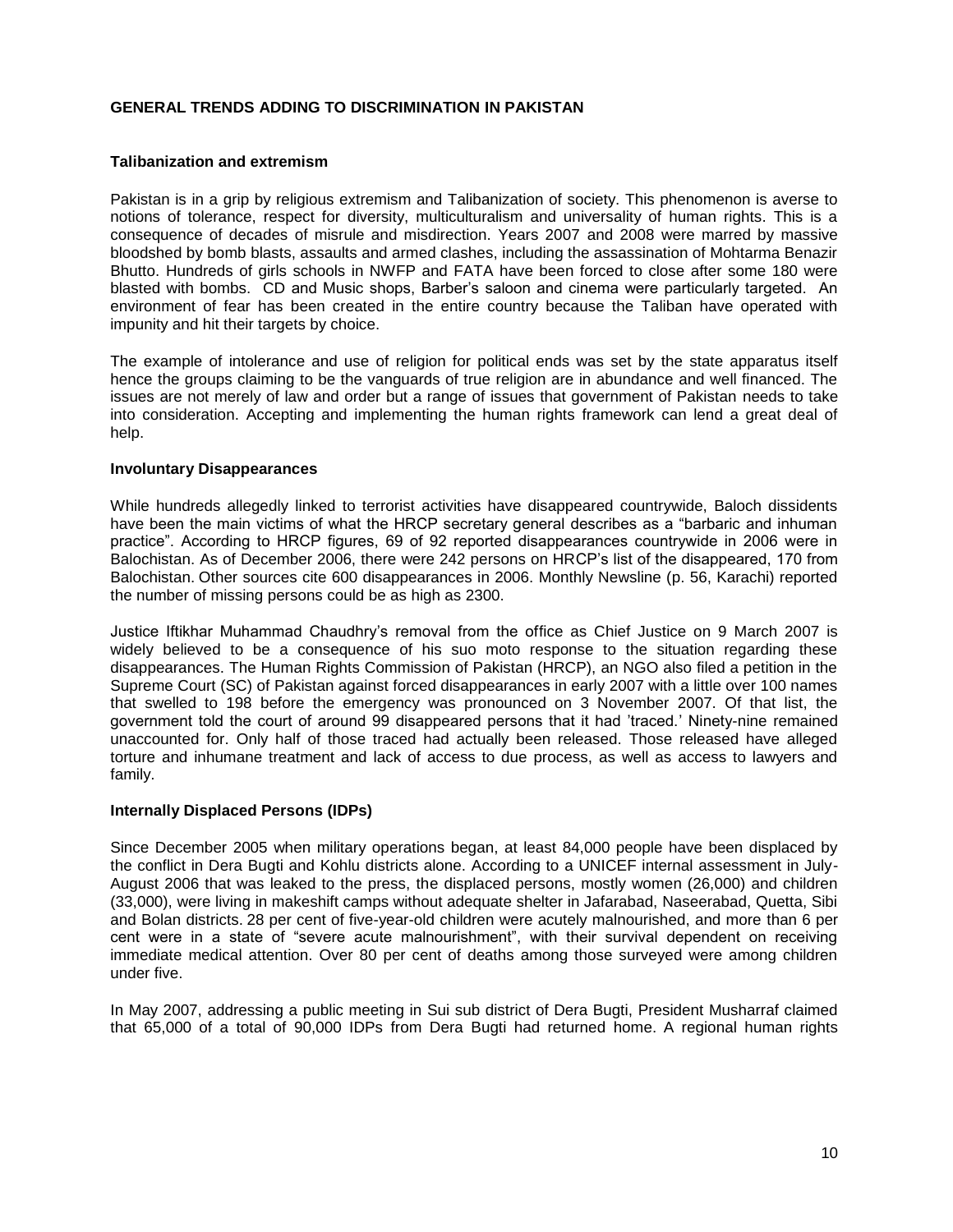## GENERAL TRENDS ADDING TO DISCRIMINATION IN PAKISTAN

### Talibanization and extremism

Pakistan is in a grip by religious extremism and Talibanization of society. This phenomenon is averse to notions of tolerance, respect for diversity, multiculturalism and universality of human rights. This is a consequence of decades of misrule and misdirection. Years 2007 and 2008 were marred by massive bloodshed by bomb blasts, assaults and armed clashes, including the assassination of Mohtarma Benazir Bhutto. Hundreds of girls schools in NWFP and FATA have been forced to close after some 180 were blasted with bombs. CD and Music shops, Barber's saloon and cinema were particularly targeted. An environment of fear has been created in the entire country because the Taliban have operated with impunity and hit their targets by choice.

The example of intolerance and use of religion for political ends was set by the state apparatus itself hence the groups claiming to be the vanguards of true religion are in abundance and well financed. The issues are not merely of law and order but a range of issues that government of Pakistan needs to take into consideration. Accepting and implementing the human rights framework can lend a great deal of help.

### Involuntary Disappearances

While hundreds allegedly linked to terrorist activities have disappeared countrywide, Baloch dissidents have been the main victims of what the HRCP secretary general describes as a "barbaric and inhuman practice". According to HRCP figures, 69 of 92 reported disappearances countrywide in 2006 were in Balochistan. As of December 2006, there were 242 persons on HRCP's list of the disappeared, 170 from Balochistan. Other sources cite 600 disappearances in 2006. Monthly Newsline (p. 56, Karachi) reported the number of missing persons could be as high as 2300.

Justice Iftikhar Muhammad Chaudhry's removal from the office as Chief Justice on 9 March 2007 is widely believed to be a consequence of his suo moto response to the situation regarding these disappearances. The Human Rights Commission of Pakistan (HRCP), an NGO also filed a petition in the Supreme Court (SC) of Pakistan against forced disappearances in early 2007 with a little over 100 names that swelled to 198 before the emergency was pronounced on 3 November 2007. Of that list, the government told the court of around 99 disappeared persons that it had 'traced.' Ninety-nine remained unaccounted for. Only half of those traced had actually been released. Those released have alleged torture and inhumane treatment and lack of access to due process, as well as access to lawyers and family.

### Internally Displaced Persons (IDPs)

Since December 2005 when military operations began, at least 84,000 people have been displaced by the conflict in Dera Bugti and Kohlu districts alone. According to a UNICEF internal assessment in July-August 2006 that was leaked to the press, the displaced persons, mostly women (26,000) and children (33,000), were living in makeshift camps without adequate shelter in Jafarabad, Naseerabad, Quetta, Sibi and Bolan districts. 28 per cent of five-year-old children were acutely malnourished, and more than 6 per cent were in a state of "severe acute malnourishment", with their survival dependent on receiving immediate medical attention. Over 80 per cent of deaths among those surveyed were among children under five.

In May 2007, addressing a public meeting in Sui sub district of Dera Bugti, President Musharraf claimed that 65,000 of a total of 90,000 IDPs from Dera Bugti had returned home. A regional human rights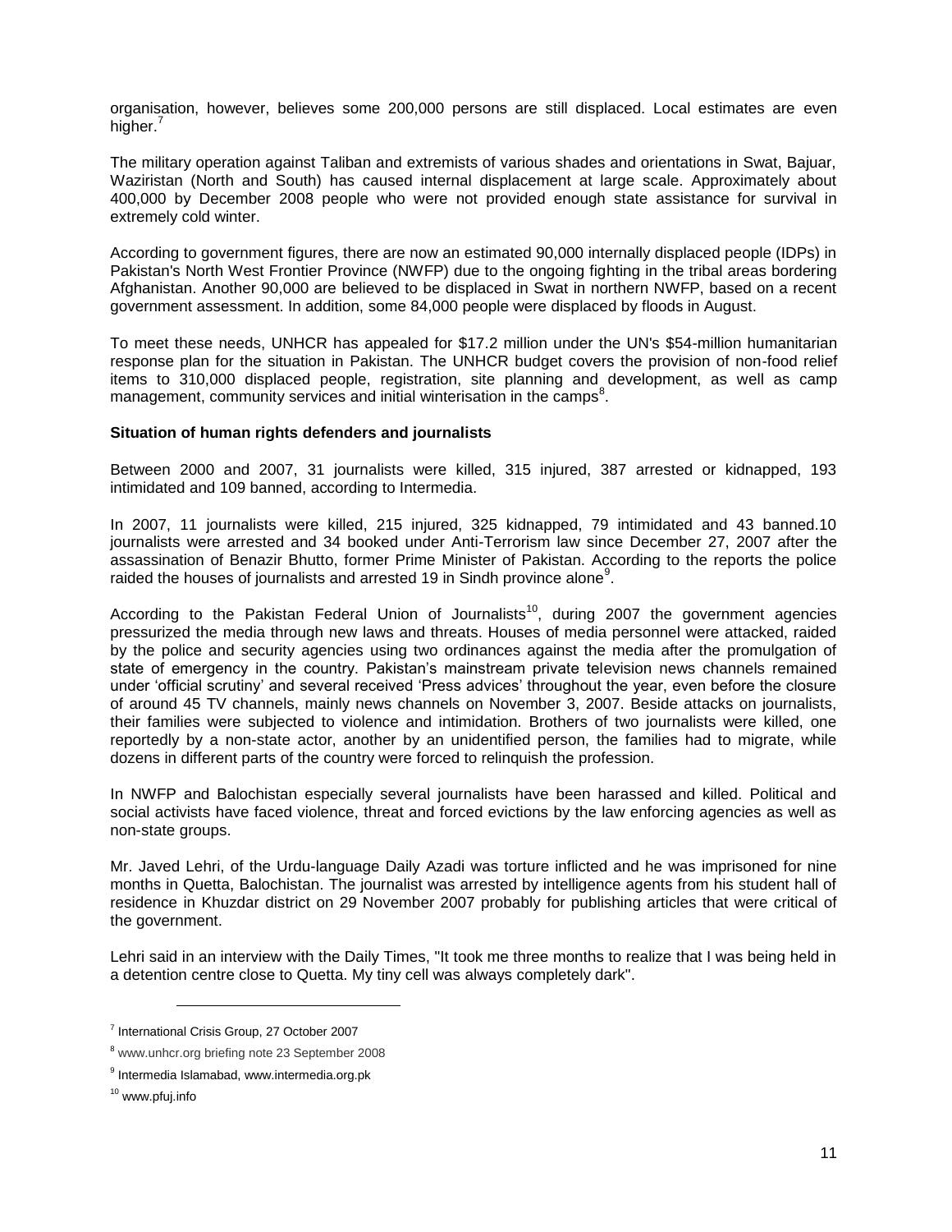organisation, however, believes some 200,000 persons are still displaced. Local estimates are even higher.[7]

The military operation against Taliban and extremists of various shades and orientations in Swat, Bajuar, Waziristan (North and South) has caused internal displacement at large scale. Approximately about 400,000 by December 2008 people who were not provided enough state assistance for survival in extremely cold winter.

According to government figures, there are now an estimated 90,000 internally displaced people (IDPs) in Pakistan's North West Frontier Province (NWFP) due to the ongoing fighting in the tribal areas bordering Afghanistan. Another 90,000 are believed to be displaced in Swat in northern NWFP, based on a recent government assessment. In addition, some 84,000 people were displaced by floods in August.

To meet these needs, UNHCR has appealed for $17.2 million under the UN's $54-million humanitarian response plan for the situation in Pakistan. The UNHCR budget covers the provision of non-food relief items to 310,000 displaced people, registration, site planning and development, as well as camp management, community services and initial winterisation in the camps[8].

**Situation of human rights defenders and journalists**

Between 2000 and 2007, 31 journalists were killed, 315 injured, 387 arrested or kidnapped, 193 intimidated and 109 banned, according to Intermedia.

In 2007, 11 journalists were killed, 215 injured, 325 kidnapped, 79 intimidated and 43 banned.10 journalists were arrested and 34 booked under Anti-Terrorism law since December 27, 2007 after the assassination of Benazir Bhutto, former Prime Minister of Pakistan. According to the reports the police raided the houses of journalists and arrested 19 in Sindh province alone[9].

According to the Pakistan Federal Union of Journalists[10], during 2007 the government agencies pressurized the media through new laws and threats. Houses of media personnel were attacked, raided by the police and security agencies using two ordinances against the media after the promulgation of state of emergency in the country. Pakistan's mainstream private television news channels remained under 'official scrutiny' and several received 'Press advices' throughout the year, even before the closure of around 45 TV channels, mainly news channels on November 3, 2007. Beside attacks on journalists, their families were subjected to violence and intimidation. Brothers of two journalists were killed, one reportedly by a non-state actor, another by an unidentified person, the families had to migrate, while dozens in different parts of the country were forced to relinquish the profession.

In NWFP and Balochistan especially several journalists have been harassed and killed. Political and social activists have faced violence, threat and forced evictions by the law enforcing agencies as well as non-state groups.

Mr. Javed Lehri, of the Urdu-language Daily Azadi was torture inflicted and he was imprisoned for nine months in Quetta, Balochistan. The journalist was arrested by intelligence agents from his student hall of residence in Khuzdar district on 29 November 2007 probably for publishing articles that were critical of the government.

Lehri said in an interview with the Daily Times, "It took me three months to realize that I was being held in a detention centre close to Quetta. My tiny cell was always completely dark".

---

[7] International Crisis Group, 27 October 2007

[8] www.unhcr.org briefing note 23 September 2008

[9] Intermedia Islamabad, www.intermedia.org.pk

[10] www.pfuj.info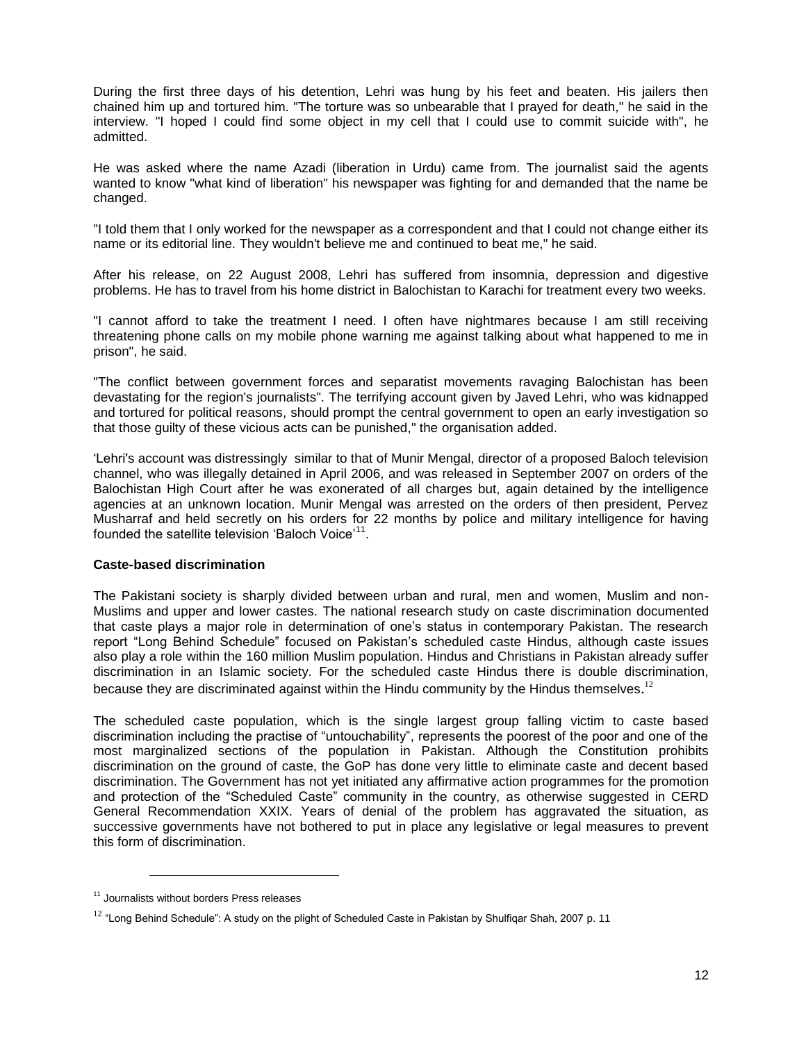During the first three days of his detention, Lehri was hung by his feet and beaten. His jailers then chained him up and tortured him. "The torture was so unbearable that I prayed for death," he said in the interview. "I hoped I could find some object in my cell that I could use to commit suicide with", he admitted.

He was asked where the name Azadi (liberation in Urdu) came from. The journalist said the agents wanted to know "what kind of liberation" his newspaper was fighting for and demanded that the name be changed.

"I told them that I only worked for the newspaper as a correspondent and that I could not change either its name or its editorial line. They wouldn't believe me and continued to beat me," he said.

After his release, on 22 August 2008, Lehri has suffered from insomnia, depression and digestive problems. He has to travel from his home district in Balochistan to Karachi for treatment every two weeks.

"I cannot afford to take the treatment I need. I often have nightmares because I am still receiving threatening phone calls on my mobile phone warning me against talking about what happened to me in prison", he said.

"The conflict between government forces and separatist movements ravaging Balochistan has been devastating for the region's journalists". The terrifying account given by Javed Lehri, who was kidnapped and tortured for political reasons, should prompt the central government to open an early investigation so that those guilty of these vicious acts can be punished," the organisation added.

'Lehri's account was distressingly similar to that of Munir Mengal, director of a proposed Baloch television channel, who was illegally detained in April 2006, and was released in September 2007 on orders of the Balochistan High Court after he was exonerated of all charges but, again detained by the intelligence agencies at an unknown location. Munir Mengal was arrested on the orders of then president, Pervez Musharraf and held secretly on his orders for 22 months by police and military intelligence for having founded the satellite television 'Baloch Voice'[11].

**Caste-based discrimination**

The Pakistani society is sharply divided between urban and rural, men and women, Muslim and non-Muslims and upper and lower castes. The national research study on caste discrimination documented that caste plays a major role in determination of one's status in contemporary Pakistan. The research report "Long Behind Schedule" focused on Pakistan's scheduled caste Hindus, although caste issues also play a role within the 160 million Muslim population. Hindus and Christians in Pakistan already suffer discrimination in an Islamic society. For the scheduled caste Hindus there is double discrimination, because they are discriminated against within the Hindu community by the Hindus themselves.[12]

The scheduled caste population, which is the single largest group falling victim to caste based discrimination including the practise of "untouchability", represents the poorest of the poor and one of the most marginalized sections of the population in Pakistan. Although the Constitution prohibits discrimination on the ground of caste, the GoP has done very little to eliminate caste and decent based discrimination. The Government has not yet initiated any affirmative action programmes for the promotion and protection of the "Scheduled Caste" community in the country, as otherwise suggested in CERD General Recommendation XXIX. Years of denial of the problem has aggravated the situation, as successive governments have not bothered to put in place any legislative or legal measures to prevent this form of discrimination.

---

[11] Journalists without borders Press releases

[12] "Long Behind Schedule": A study on the plight of Scheduled Caste in Pakistan by Shulfiqar Shah, 2007 p. 11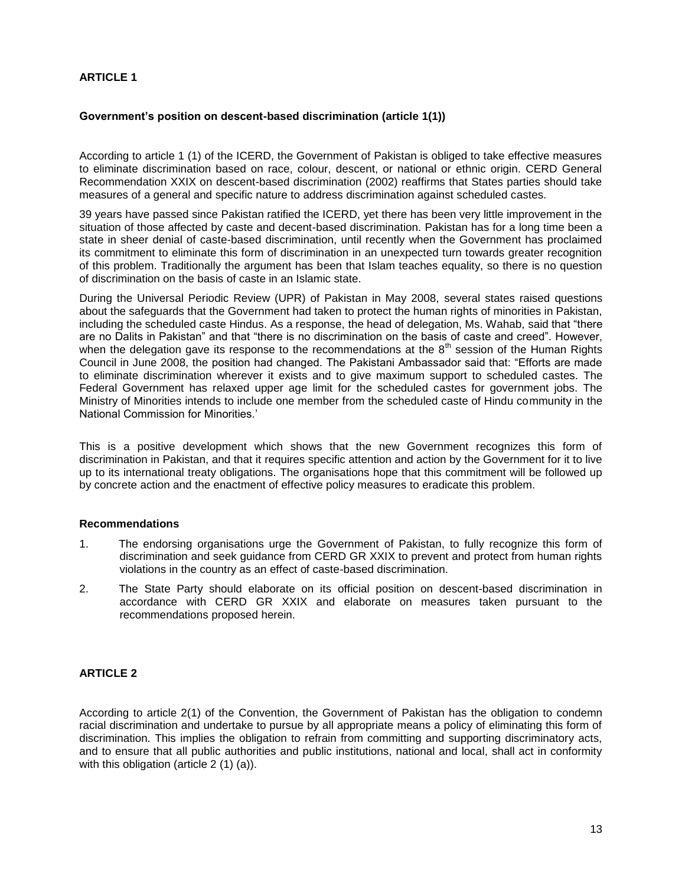## ARTICLE 1

### Government's position on descent-based discrimination (article 1(1))

According to article 1 (1) of the ICERD, the Government of Pakistan is obliged to take effective measures to eliminate discrimination based on race, colour, descent, or national or ethnic origin. CERD General Recommendation XXIX on descent-based discrimination (2002) reaffirms that States parties should take measures of a general and specific nature to address discrimination against scheduled castes.

39 years have passed since Pakistan ratified the ICERD, yet there has been very little improvement in the situation of those affected by caste and decent-based discrimination. Pakistan has for a long time been a state in sheer denial of caste-based discrimination, until recently when the Government has proclaimed its commitment to eliminate this form of discrimination in an unexpected turn towards greater recognition of this problem. Traditionally the argument has been that Islam teaches equality, so there is no question of discrimination on the basis of caste in an Islamic state.

During the Universal Periodic Review (UPR) of Pakistan in May 2008, several states raised questions about the safeguards that the Government had taken to protect the human rights of minorities in Pakistan, including the scheduled caste Hindus. As a response, the head of delegation, Ms. Wahab, said that "there are no Dalits in Pakistan" and that "there is no discrimination on the basis of caste and creed". However, when the delegation gave its response to the recommendations at the 8th session of the Human Rights Council in June 2008, the position had changed. The Pakistani Ambassador said that: "Efforts are made to eliminate discrimination wherever it exists and to give maximum support to scheduled castes. The Federal Government has relaxed upper age limit for the scheduled castes for government jobs. The Ministry of Minorities intends to include one member from the scheduled caste of Hindu community in the National Commission for Minorities.'

This is a positive development which shows that the new Government recognizes this form of discrimination in Pakistan, and that it requires specific attention and action by the Government for it to live up to its international treaty obligations. The organisations hope that this commitment will be followed up by concrete action and the enactment of effective policy measures to eradicate this problem.

### Recommendations

1. The endorsing organisations urge the Government of Pakistan, to fully recognize this form of discrimination and seek guidance from CERD GR XXIX to prevent and protect from human rights violations in the country as an effect of caste-based discrimination.
2. The State Party should elaborate on its official position on descent-based discrimination in accordance with CERD GR XXIX and elaborate on measures taken pursuant to the recommendations proposed herein.

## ARTICLE 2

According to article 2(1) of the Convention, the Government of Pakistan has the obligation to condemn racial discrimination and undertake to pursue by all appropriate means a policy of eliminating this form of discrimination. This implies the obligation to refrain from committing and supporting discriminatory acts, and to ensure that all public authorities and public institutions, national and local, shall act in conformity with this obligation (article 2 (1) (a)).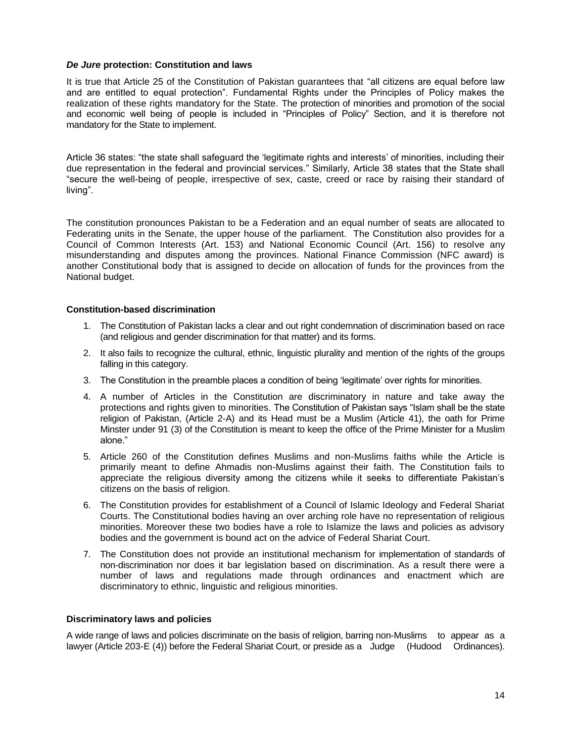### ***De Jure* protection: Constitution and laws**

It is true that Article 25 of the Constitution of Pakistan guarantees that "all citizens are equal before law and are entitled to equal protection". Fundamental Rights under the Principles of Policy makes the realization of these rights mandatory for the State. The protection of minorities and promotion of the social and economic well being of people is included in "Principles of Policy" Section, and it is therefore not mandatory for the State to implement.

Article 36 states: "the state shall safeguard the 'legitimate rights and interests' of minorities, including their due representation in the federal and provincial services." Similarly, Article 38 states that the State shall "secure the well-being of people, irrespective of sex, caste, creed or race by raising their standard of living".

The constitution pronounces Pakistan to be a Federation and an equal number of seats are allocated to Federating units in the Senate, the upper house of the parliament. The Constitution also provides for a Council of Common Interests (Art. 153) and National Economic Council (Art. 156) to resolve any misunderstanding and disputes among the provinces. National Finance Commission (NFC award) is another Constitutional body that is assigned to decide on allocation of funds for the provinces from the National budget.

### **Constitution-based discrimination**

1. The Constitution of Pakistan lacks a clear and out right condemnation of discrimination based on race (and religious and gender discrimination for that matter) and its forms.
2. It also fails to recognize the cultural, ethnic, linguistic plurality and mention of the rights of the groups falling in this category.
3. The Constitution in the preamble places a condition of being 'legitimate' over rights for minorities.
4. A number of Articles in the Constitution are discriminatory in nature and take away the protections and rights given to minorities. The Constitution of Pakistan says "Islam shall be the state religion of Pakistan, (Article 2-A) and its Head must be a Muslim (Article 41), the oath for Prime Minster under 91 (3) of the Constitution is meant to keep the office of the Prime Minister for a Muslim alone."
5. Article 260 of the Constitution defines Muslims and non-Muslims faiths while the Article is primarily meant to define Ahmadis non-Muslims against their faith. The Constitution fails to appreciate the religious diversity among the citizens while it seeks to differentiate Pakistan's citizens on the basis of religion.
6. The Constitution provides for establishment of a Council of Islamic Ideology and Federal Shariat Courts. The Constitutional bodies having an over arching role have no representation of religious minorities. Moreover these two bodies have a role to Islamize the laws and policies as advisory bodies and the government is bound act on the advice of Federal Shariat Court.
7. The Constitution does not provide an institutional mechanism for implementation of standards of non-discrimination nor does it bar legislation based on discrimination. As a result there were a number of laws and regulations made through ordinances and enactment which are discriminatory to ethnic, linguistic and religious minorities.

### **Discriminatory laws and policies**

A wide range of laws and policies discriminate on the basis of religion, barring non-Muslims to appear as a lawyer (Article 203-E (4)) before the Federal Shariat Court, or preside as a Judge (Hudood Ordinances).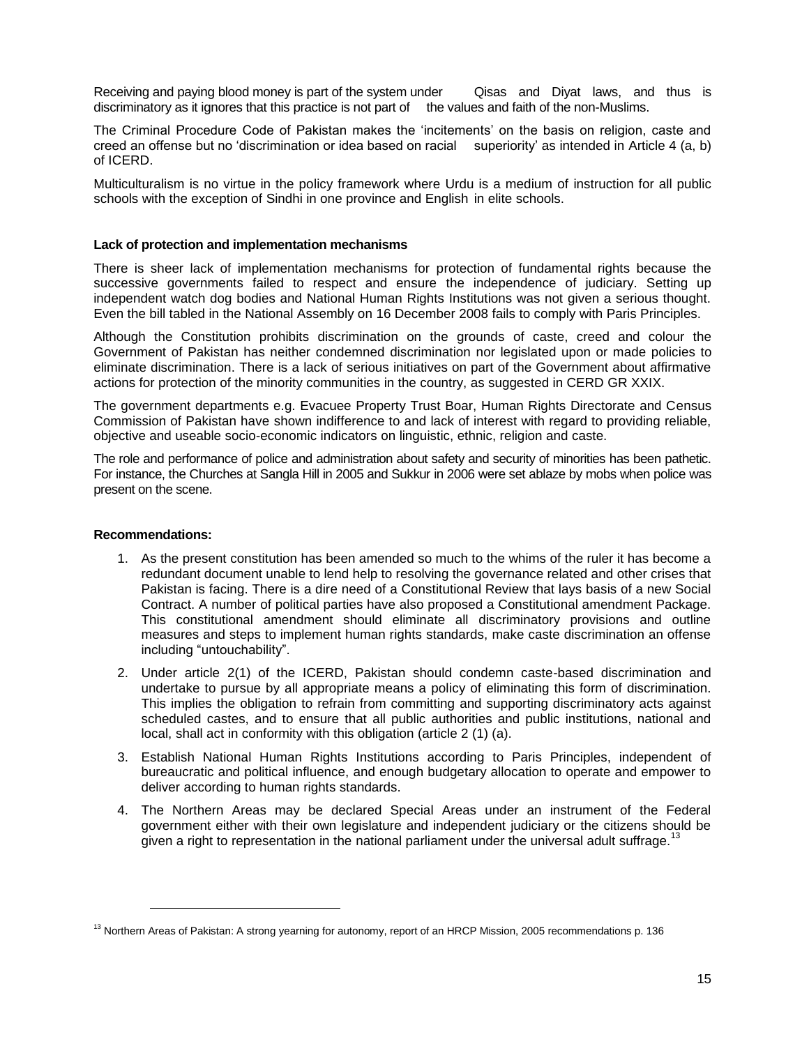Receiving and paying blood money is part of the system under Qisas and Diyat laws, and thus is discriminatory as it ignores that this practice is not part of the values and faith of the non-Muslims.

The Criminal Procedure Code of Pakistan makes the 'incitements' on the basis on religion, caste and creed an offense but no 'discrimination or idea based on racial superiority' as intended in Article 4 (a, b) of ICERD.

Multiculturalism is no virtue in the policy framework where Urdu is a medium of instruction for all public schools with the exception of Sindhi in one province and English in elite schools.

**Lack of protection and implementation mechanisms**

There is sheer lack of implementation mechanisms for protection of fundamental rights because the successive governments failed to respect and ensure the independence of judiciary. Setting up independent watch dog bodies and National Human Rights Institutions was not given a serious thought. Even the bill tabled in the National Assembly on 16 December 2008 fails to comply with Paris Principles.

Although the Constitution prohibits discrimination on the grounds of caste, creed and colour the Government of Pakistan has neither condemned discrimination nor legislated upon or made policies to eliminate discrimination. There is a lack of serious initiatives on part of the Government about affirmative actions for protection of the minority communities in the country, as suggested in CERD GR XXIX.

The government departments e.g. Evacuee Property Trust Boar, Human Rights Directorate and Census Commission of Pakistan have shown indifference to and lack of interest with regard to providing reliable, objective and useable socio-economic indicators on linguistic, ethnic, religion and caste.

The role and performance of police and administration about safety and security of minorities has been pathetic. For instance, the Churches at Sangla Hill in 2005 and Sukkur in 2006 were set ablaze by mobs when police was present on the scene.

**Recommendations:**

1. As the present constitution has been amended so much to the whims of the ruler it has become a redundant document unable to lend help to resolving the governance related and other crises that Pakistan is facing. There is a dire need of a Constitutional Review that lays basis of a new Social Contract. A number of political parties have also proposed a Constitutional amendment Package. This constitutional amendment should eliminate all discriminatory provisions and outline measures and steps to implement human rights standards, make caste discrimination an offense including "untouchability".
2. Under article 2(1) of the ICERD, Pakistan should condemn caste-based discrimination and undertake to pursue by all appropriate means a policy of eliminating this form of discrimination. This implies the obligation to refrain from committing and supporting discriminatory acts against scheduled castes, and to ensure that all public authorities and public institutions, national and local, shall act in conformity with this obligation (article 2 (1) (a).
3. Establish National Human Rights Institutions according to Paris Principles, independent of bureaucratic and political influence, and enough budgetary allocation to operate and empower to deliver according to human rights standards.
4. The Northern Areas may be declared Special Areas under an instrument of the Federal government either with their own legislature and independent judiciary or the citizens should be given a right to representation in the national parliament under the universal adult suffrage.[13]

[13] Northern Areas of Pakistan: A strong yearning for autonomy, report of an HRCP Mission, 2005 recommendations p. 136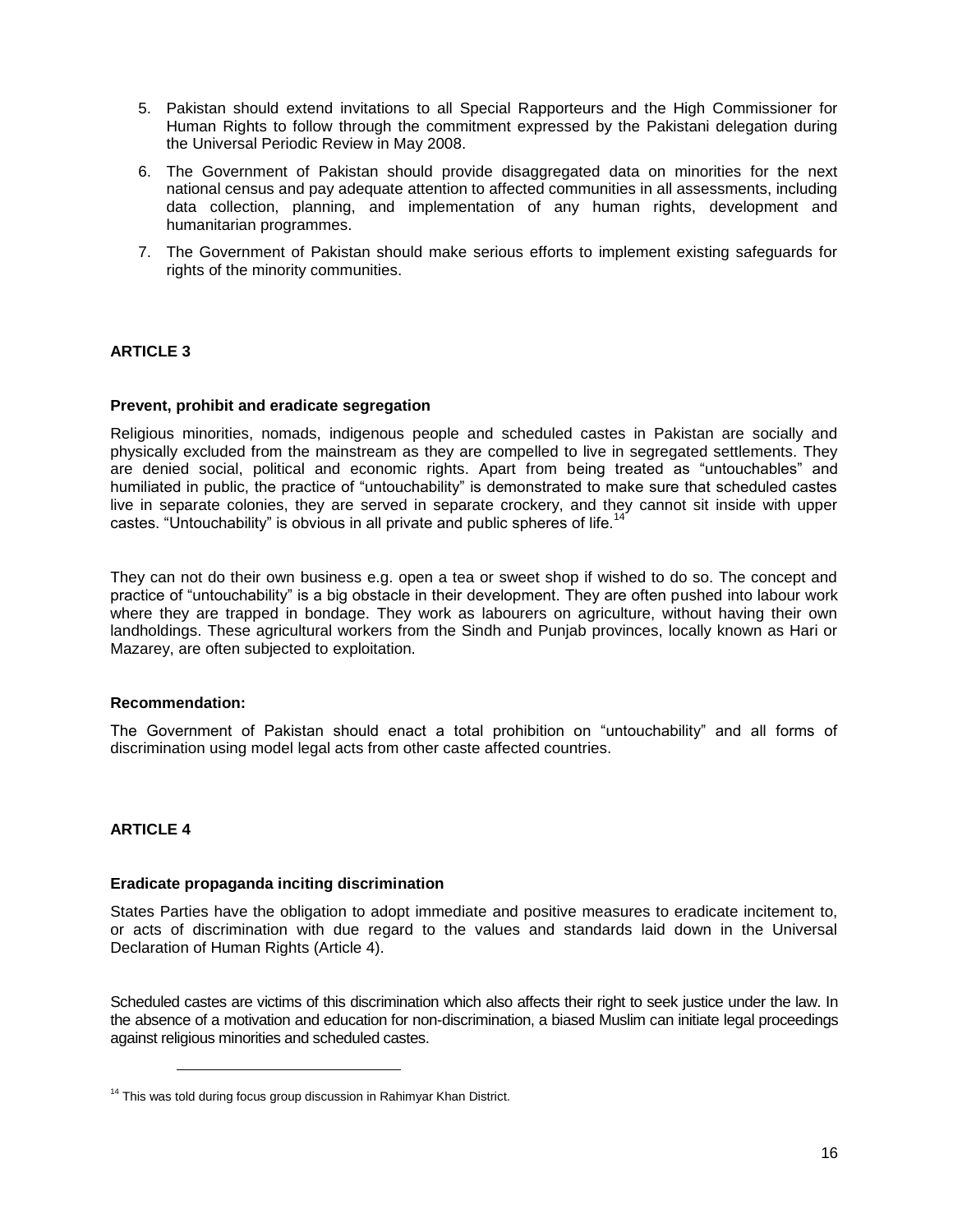5. Pakistan should extend invitations to all Special Rapporteurs and the High Commissioner for Human Rights to follow through the commitment expressed by the Pakistani delegation during the Universal Periodic Review in May 2008.
6. The Government of Pakistan should provide disaggregated data on minorities for the next national census and pay adequate attention to affected communities in all assessments, including data collection, planning, and implementation of any human rights, development and humanitarian programmes.
7. The Government of Pakistan should make serious efforts to implement existing safeguards for rights of the minority communities.

## ARTICLE 3

### Prevent, prohibit and eradicate segregation

Religious minorities, nomads, indigenous people and scheduled castes in Pakistan are socially and physically excluded from the mainstream as they are compelled to live in segregated settlements. They are denied social, political and economic rights. Apart from being treated as "untouchables" and humiliated in public, the practice of "untouchability" is demonstrated to make sure that scheduled castes live in separate colonies, they are served in separate crockery, and they cannot sit inside with upper castes. "Untouchability" is obvious in all private and public spheres of life.[14]

They can not do their own business e.g. open a tea or sweet shop if wished to do so. The concept and practice of "untouchability" is a big obstacle in their development. They are often pushed into labour work where they are trapped in bondage. They work as labourers on agriculture, without having their own landholdings. These agricultural workers from the Sindh and Punjab provinces, locally known as Hari or Mazarey, are often subjected to exploitation.

### Recommendation:

The Government of Pakistan should enact a total prohibition on "untouchability" and all forms of discrimination using model legal acts from other caste affected countries.

## ARTICLE 4

### Eradicate propaganda inciting discrimination

States Parties have the obligation to adopt immediate and positive measures to eradicate incitement to, or acts of discrimination with due regard to the values and standards laid down in the Universal Declaration of Human Rights (Article 4).

Scheduled castes are victims of this discrimination which also affects their right to seek justice under the law. In the absence of a motivation and education for non-discrimination, a biased Muslim can initiate legal proceedings against religious minorities and scheduled castes.

---

[14] This was told during focus group discussion in Rahimyar Khan District.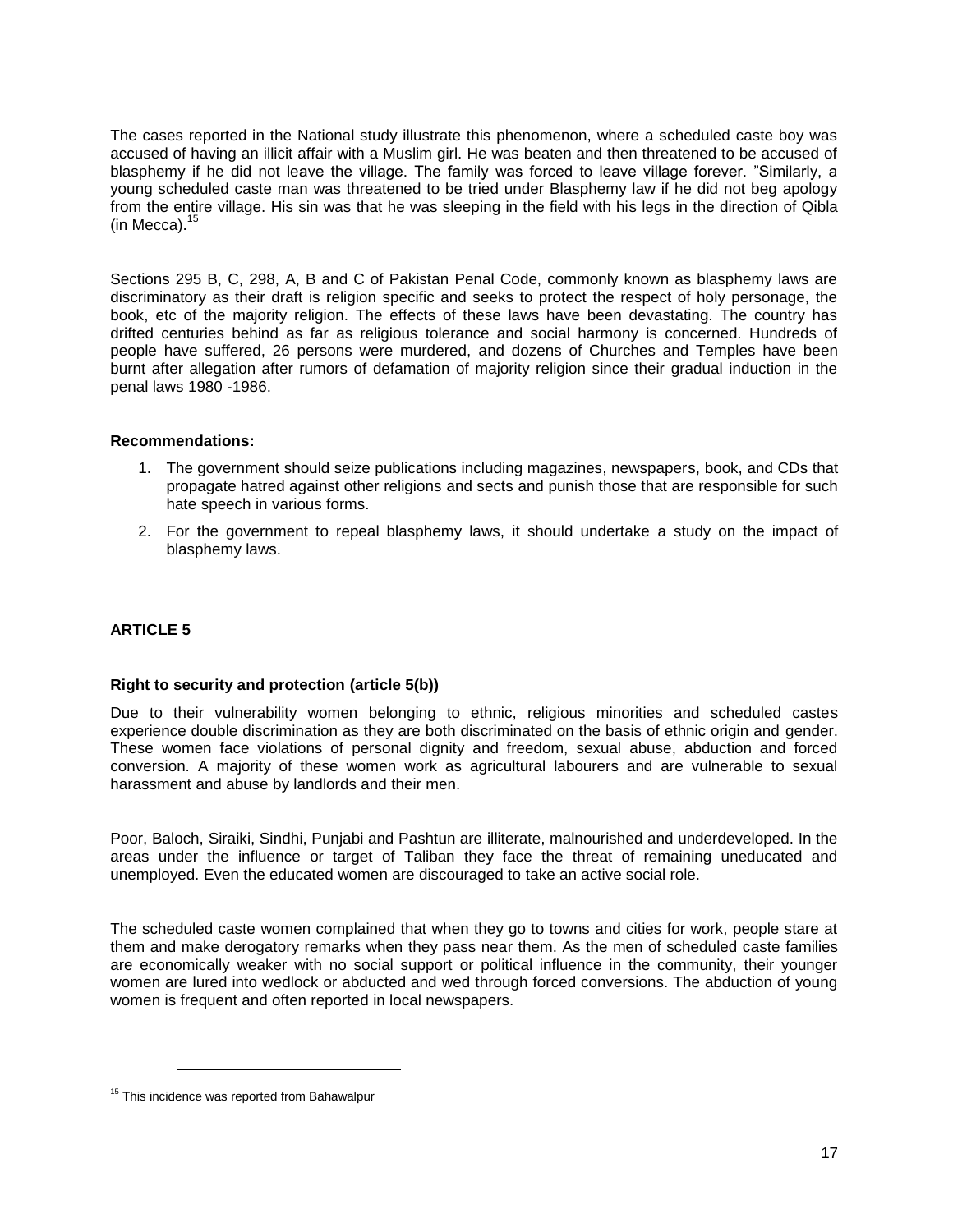The cases reported in the National study illustrate this phenomenon, where a scheduled caste boy was accused of having an illicit affair with a Muslim girl. He was beaten and then threatened to be accused of blasphemy if he did not leave the village. The family was forced to leave village forever. "Similarly, a young scheduled caste man was threatened to be tried under Blasphemy law if he did not beg apology from the entire village. His sin was that he was sleeping in the field with his legs in the direction of Qibla (in Mecca).[15]

Sections 295 B, C, 298, A, B and C of Pakistan Penal Code, commonly known as blasphemy laws are discriminatory as their draft is religion specific and seeks to protect the respect of holy personage, the book, etc of the majority religion. The effects of these laws have been devastating. The country has drifted centuries behind as far as religious tolerance and social harmony is concerned. Hundreds of people have suffered, 26 persons were murdered, and dozens of Churches and Temples have been burnt after allegation after rumors of defamation of majority religion since their gradual induction in the penal laws 1980 -1986.

**Recommendations:**

1. The government should seize publications including magazines, newspapers, book, and CDs that propagate hatred against other religions and sects and punish those that are responsible for such hate speech in various forms.
2. For the government to repeal blasphemy laws, it should undertake a study on the impact of blasphemy laws.

## ARTICLE 5

### Right to security and protection (article 5(b))

Due to their vulnerability women belonging to ethnic, religious minorities and scheduled castes experience double discrimination as they are both discriminated on the basis of ethnic origin and gender. These women face violations of personal dignity and freedom, sexual abuse, abduction and forced conversion. A majority of these women work as agricultural labourers and are vulnerable to sexual harassment and abuse by landlords and their men.

Poor, Baloch, Siraiki, Sindhi, Punjabi and Pashtun are illiterate, malnourished and underdeveloped. In the areas under the influence or target of Taliban they face the threat of remaining uneducated and unemployed. Even the educated women are discouraged to take an active social role.

The scheduled caste women complained that when they go to towns and cities for work, people stare at them and make derogatory remarks when they pass near them. As the men of scheduled caste families are economically weaker with no social support or political influence in the community, their younger women are lured into wedlock or abducted and wed through forced conversions. The abduction of young women is frequent and often reported in local newspapers.

[15] This incidence was reported from Bahawalpur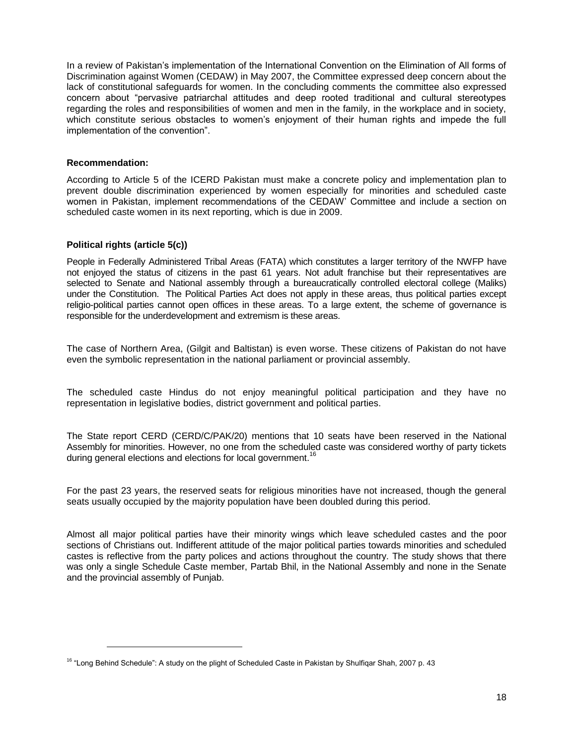In a review of Pakistan's implementation of the International Convention on the Elimination of All forms of Discrimination against Women (CEDAW) in May 2007, the Committee expressed deep concern about the lack of constitutional safeguards for women. In the concluding comments the committee also expressed concern about "pervasive patriarchal attitudes and deep rooted traditional and cultural stereotypes regarding the roles and responsibilities of women and men in the family, in the workplace and in society, which constitute serious obstacles to women's enjoyment of their human rights and impede the full implementation of the convention".

**Recommendation:**

According to Article 5 of the ICERD Pakistan must make a concrete policy and implementation plan to prevent double discrimination experienced by women especially for minorities and scheduled caste women in Pakistan, implement recommendations of the CEDAW' Committee and include a section on scheduled caste women in its next reporting, which is due in 2009.

**Political rights (article 5(c))**

People in Federally Administered Tribal Areas (FATA) which constitutes a larger territory of the NWFP have not enjoyed the status of citizens in the past 61 years. Not adult franchise but their representatives are selected to Senate and National assembly through a bureaucratically controlled electoral college (Maliks) under the Constitution. The Political Parties Act does not apply in these areas, thus political parties except religio-political parties cannot open offices in these areas. To a large extent, the scheme of governance is responsible for the underdevelopment and extremism is these areas.

The case of Northern Area, (Gilgit and Baltistan) is even worse. These citizens of Pakistan do not have even the symbolic representation in the national parliament or provincial assembly.

The scheduled caste Hindus do not enjoy meaningful political participation and they have no representation in legislative bodies, district government and political parties.

The State report CERD (CERD/C/PAK/20) mentions that 10 seats have been reserved in the National Assembly for minorities. However, no one from the scheduled caste was considered worthy of party tickets during general elections and elections for local government.[16]

For the past 23 years, the reserved seats for religious minorities have not increased, though the general seats usually occupied by the majority population have been doubled during this period.

Almost all major political parties have their minority wings which leave scheduled castes and the poor sections of Christians out. Indifferent attitude of the major political parties towards minorities and scheduled castes is reflective from the party polices and actions throughout the country. The study shows that there was only a single Schedule Caste member, Partab Bhil, in the National Assembly and none in the Senate and the provincial assembly of Punjab.

[16] "Long Behind Schedule": A study on the plight of Scheduled Caste in Pakistan by Shulfiqar Shah, 2007 p. 43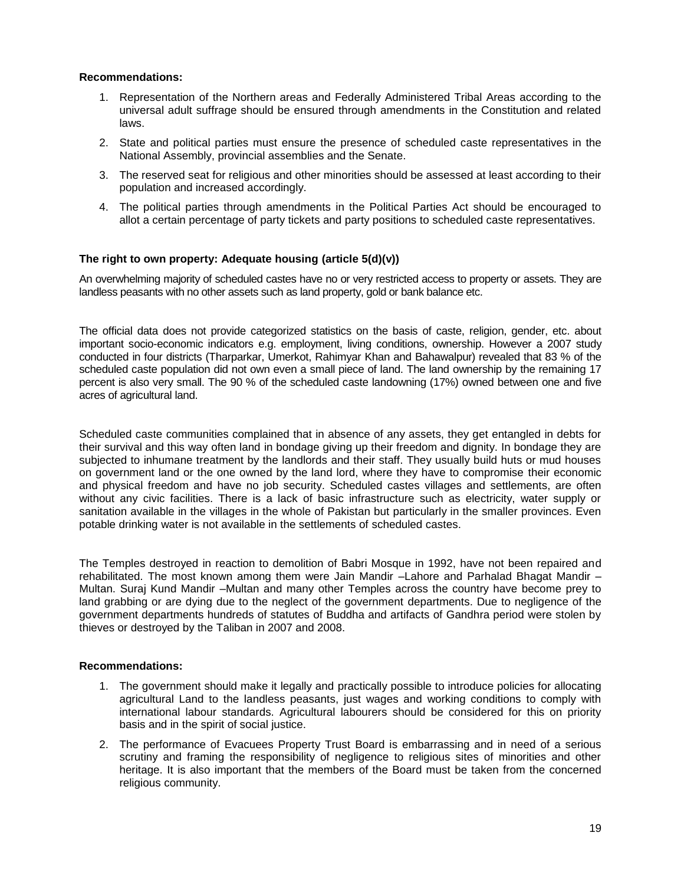**Recommendations:**

1. Representation of the Northern areas and Federally Administered Tribal Areas according to the universal adult suffrage should be ensured through amendments in the Constitution and related laws.
2. State and political parties must ensure the presence of scheduled caste representatives in the National Assembly, provincial assemblies and the Senate.
3. The reserved seat for religious and other minorities should be assessed at least according to their population and increased accordingly.
4. The political parties through amendments in the Political Parties Act should be encouraged to allot a certain percentage of party tickets and party positions to scheduled caste representatives.

**The right to own property: Adequate housing (article 5(d)(v))**

An overwhelming majority of scheduled castes have no or very restricted access to property or assets. They are landless peasants with no other assets such as land property, gold or bank balance etc.

The official data does not provide categorized statistics on the basis of caste, religion, gender, etc. about important socio-economic indicators e.g. employment, living conditions, ownership. However a 2007 study conducted in four districts (Tharparkar, Umerkot, Rahimyar Khan and Bahawalpur) revealed that 83 % of the scheduled caste population did not own even a small piece of land. The land ownership by the remaining 17 percent is also very small. The 90 % of the scheduled caste landowning (17%) owned between one and five acres of agricultural land.

Scheduled caste communities complained that in absence of any assets, they get entangled in debts for their survival and this way often land in bondage giving up their freedom and dignity. In bondage they are subjected to inhumane treatment by the landlords and their staff. They usually build huts or mud houses on government land or the one owned by the land lord, where they have to compromise their economic and physical freedom and have no job security. Scheduled castes villages and settlements, are often without any civic facilities. There is a lack of basic infrastructure such as electricity, water supply or sanitation available in the villages in the whole of Pakistan but particularly in the smaller provinces. Even potable drinking water is not available in the settlements of scheduled castes.

The Temples destroyed in reaction to demolition of Babri Mosque in 1992, have not been repaired and rehabilitated. The most known among them were Jain Mandir –Lahore and Parhalad Bhagat Mandir –Multan. Suraj Kund Mandir –Multan and many other Temples across the country have become prey to land grabbing or are dying due to the neglect of the government departments. Due to negligence of the government departments hundreds of statutes of Buddha and artifacts of Gandhra period were stolen by thieves or destroyed by the Taliban in 2007 and 2008.

**Recommendations:**

1. The government should make it legally and practically possible to introduce policies for allocating agricultural Land to the landless peasants, just wages and working conditions to comply with international labour standards. Agricultural labourers should be considered for this on priority basis and in the spirit of social justice.
2. The performance of Evacuees Property Trust Board is embarrassing and in need of a serious scrutiny and framing the responsibility of negligence to religious sites of minorities and other heritage. It is also important that the members of the Board must be taken from the concerned religious community.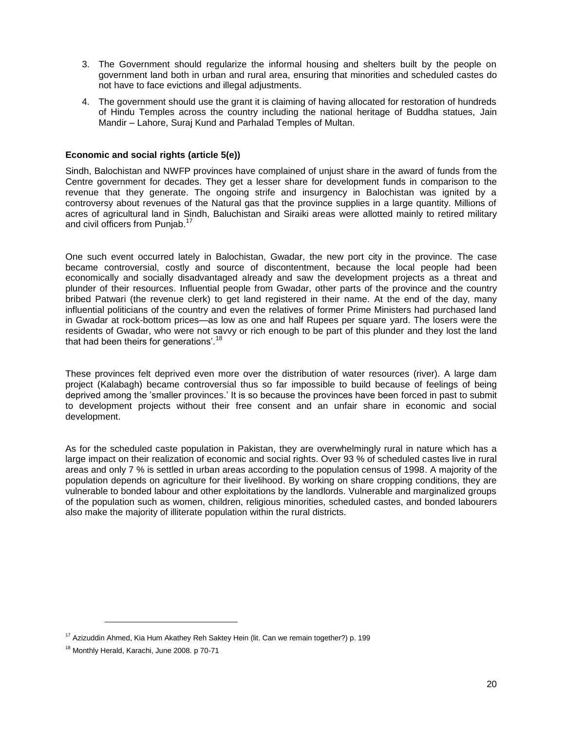3. The Government should regularize the informal housing and shelters built by the people on government land both in urban and rural area, ensuring that minorities and scheduled castes do not have to face evictions and illegal adjustments.

4. The government should use the grant it is claiming of having allocated for restoration of hundreds of Hindu Temples across the country including the national heritage of Buddha statues, Jain Mandir – Lahore, Suraj Kund and Parhalad Temples of Multan.

**Economic and social rights (article 5(e))**

Sindh, Balochistan and NWFP provinces have complained of unjust share in the award of funds from the Centre government for decades. They get a lesser share for development funds in comparison to the revenue that they generate. The ongoing strife and insurgency in Balochistan was ignited by a controversy about revenues of the Natural gas that the province supplies in a large quantity. Millions of acres of agricultural land in Sindh, Baluchistan and Siraiki areas were allotted mainly to retired military and civil officers from Punjab.[17]

One such event occurred lately in Balochistan, Gwadar, the new port city in the province. The case became controversial, costly and source of discontentment, because the local people had been economically and socially disadvantaged already and saw the development projects as a threat and plunder of their resources. Influential people from Gwadar, other parts of the province and the country bribed Patwari (the revenue clerk) to get land registered in their name. At the end of the day, many influential politicians of the country and even the relatives of former Prime Ministers had purchased land in Gwadar at rock-bottom prices—as low as one and half Rupees per square yard. The losers were the residents of Gwadar, who were not savvy or rich enough to be part of this plunder and they lost the land that had been theirs for generations'.[18]

These provinces felt deprived even more over the distribution of water resources (river). A large dam project (Kalabagh) became controversial thus so far impossible to build because of feelings of being deprived among the 'smaller provinces.' It is so because the provinces have been forced in past to submit to development projects without their free consent and an unfair share in economic and social development.

As for the scheduled caste population in Pakistan, they are overwhelmingly rural in nature which has a large impact on their realization of economic and social rights. Over 93 % of scheduled castes live in rural areas and only 7 % is settled in urban areas according to the population census of 1998. A majority of the population depends on agriculture for their livelihood. By working on share cropping conditions, they are vulnerable to bonded labour and other exploitations by the landlords. Vulnerable and marginalized groups of the population such as women, children, religious minorities, scheduled castes, and bonded labourers also make the majority of illiterate population within the rural districts.

---

[17] Azizuddin Ahmed, Kia Hum Akathey Reh Saktey Hein (lit. Can we remain together?) p. 199

[18] Monthly Herald, Karachi, June 2008. p 70-71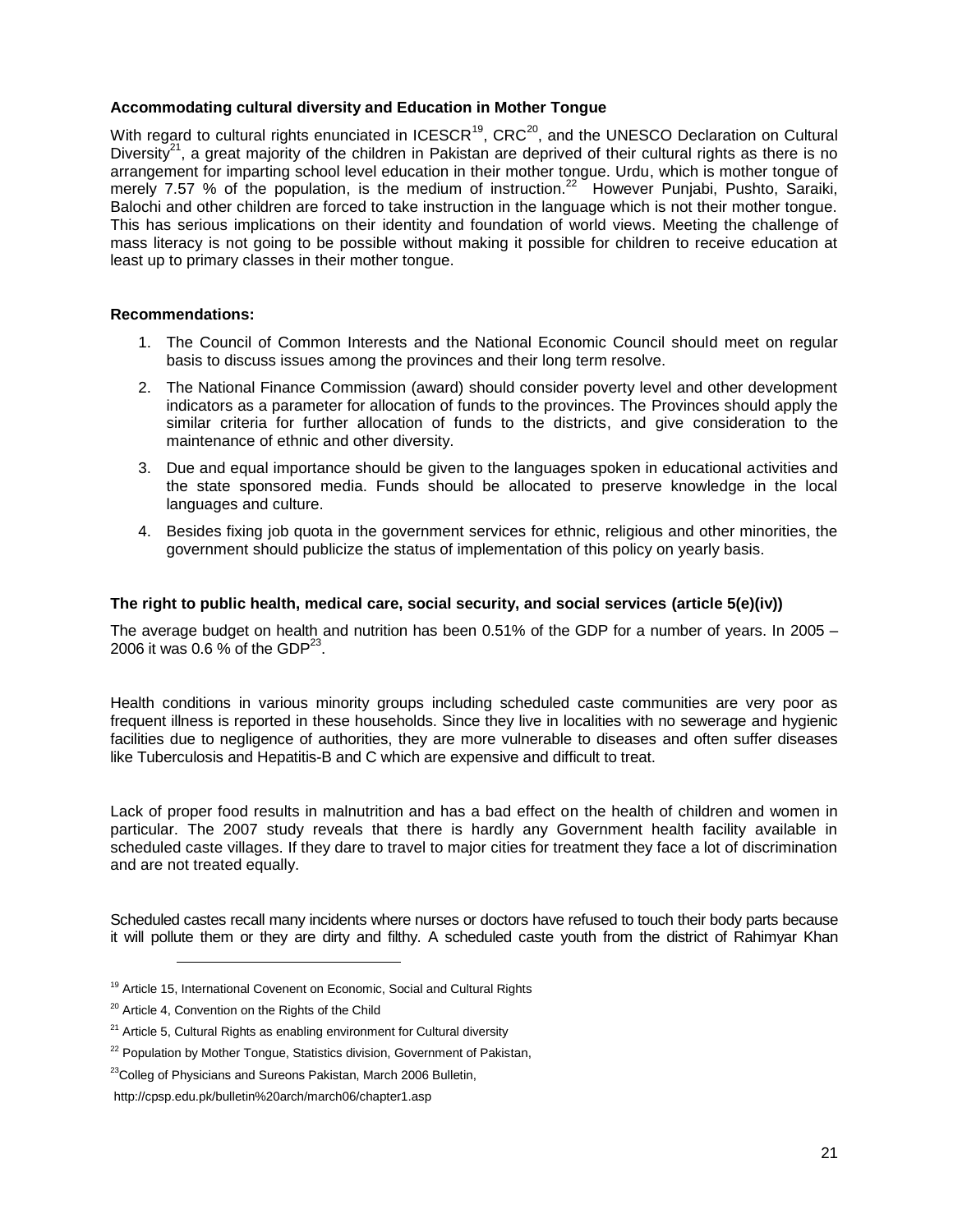**Accommodating cultural diversity and Education in Mother Tongue**

With regard to cultural rights enunciated in ICESCR[19], CRC[20], and the UNESCO Declaration on Cultural Diversity[21], a great majority of the children in Pakistan are deprived of their cultural rights as there is no arrangement for imparting school level education in their mother tongue. Urdu, which is mother tongue of merely 7.57 % of the population, is the medium of instruction.[22] However Punjabi, Pushto, Saraiki, Balochi and other children are forced to take instruction in the language which is not their mother tongue. This has serious implications on their identity and foundation of world views. Meeting the challenge of mass literacy is not going to be possible without making it possible for children to receive education at least up to primary classes in their mother tongue.

**Recommendations:**

1. The Council of Common Interests and the National Economic Council should meet on regular basis to discuss issues among the provinces and their long term resolve.
2. The National Finance Commission (award) should consider poverty level and other development indicators as a parameter for allocation of funds to the provinces. The Provinces should apply the similar criteria for further allocation of funds to the districts, and give consideration to the maintenance of ethnic and other diversity.
3. Due and equal importance should be given to the languages spoken in educational activities and the state sponsored media. Funds should be allocated to preserve knowledge in the local languages and culture.
4. Besides fixing job quota in the government services for ethnic, religious and other minorities, the government should publicize the status of implementation of this policy on yearly basis.

**The right to public health, medical care, social security, and social services (article 5(e)(iv))**

The average budget on health and nutrition has been 0.51% of the GDP for a number of years. In 2005 – 2006 it was 0.6 % of the GDP[23].

Health conditions in various minority groups including scheduled caste communities are very poor as frequent illness is reported in these households. Since they live in localities with no sewerage and hygienic facilities due to negligence of authorities, they are more vulnerable to diseases and often suffer diseases like Tuberculosis and Hepatitis-B and C which are expensive and difficult to treat.

Lack of proper food results in malnutrition and has a bad effect on the health of children and women in particular. The 2007 study reveals that there is hardly any Government health facility available in scheduled caste villages. If they dare to travel to major cities for treatment they face a lot of discrimination and are not treated equally.

Scheduled castes recall many incidents where nurses or doctors have refused to touch their body parts because it will pollute them or they are dirty and filthy. A scheduled caste youth from the district of Rahimyar Khan

---

[19] Article 15, International Covenent on Economic, Social and Cultural Rights

[20] Article 4, Convention on the Rights of the Child

[21] Article 5, Cultural Rights as enabling environment for Cultural diversity

[22] Population by Mother Tongue, Statistics division, Government of Pakistan,

[23] Colleg of Physicians and Sureons Pakistan, March 2006 Bulletin,

http://cpsp.edu.pk/bulletin%20arch/march06/chapter1.asp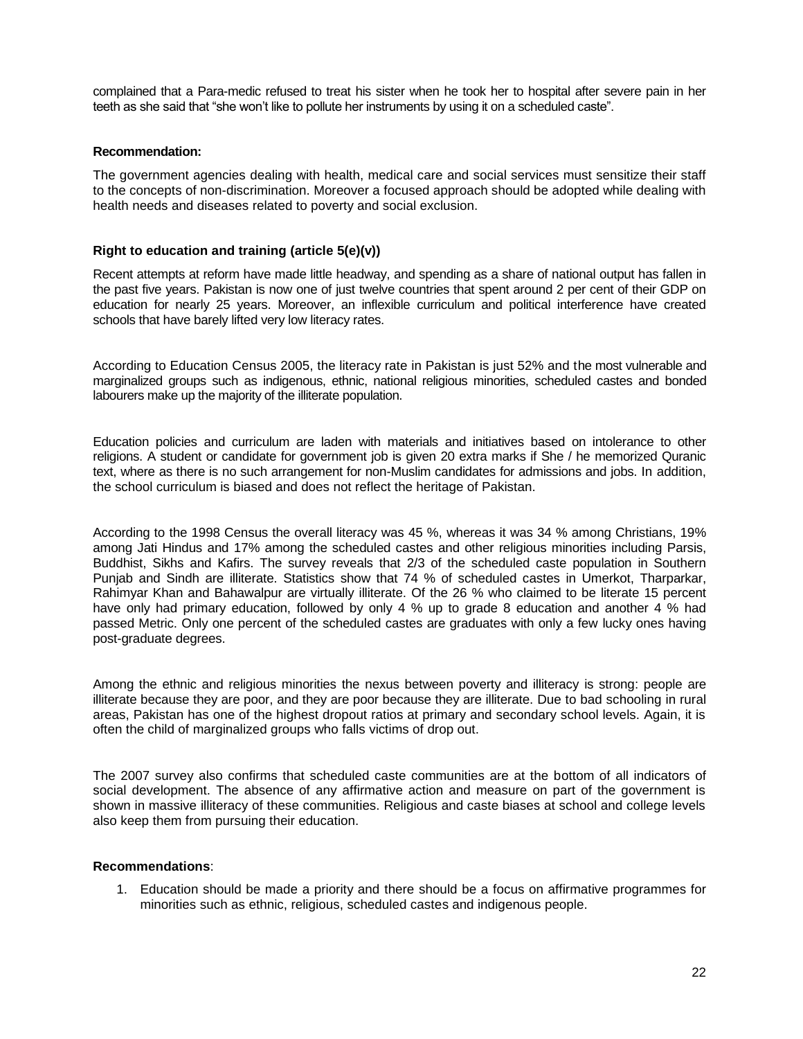complained that a Para-medic refused to treat his sister when he took her to hospital after severe pain in her teeth as she said that "she won't like to pollute her instruments by using it on a scheduled caste".

**Recommendation:**

The government agencies dealing with health, medical care and social services must sensitize their staff to the concepts of non-discrimination. Moreover a focused approach should be adopted while dealing with health needs and diseases related to poverty and social exclusion.

**Right to education and training (article 5(e)(v))**

Recent attempts at reform have made little headway, and spending as a share of national output has fallen in the past five years. Pakistan is now one of just twelve countries that spent around 2 per cent of their GDP on education for nearly 25 years. Moreover, an inflexible curriculum and political interference have created schools that have barely lifted very low literacy rates.

According to Education Census 2005, the literacy rate in Pakistan is just 52% and the most vulnerable and marginalized groups such as indigenous, ethnic, national religious minorities, scheduled castes and bonded labourers make up the majority of the illiterate population.

Education policies and curriculum are laden with materials and initiatives based on intolerance to other religions. A student or candidate for government job is given 20 extra marks if She / he memorized Quranic text, where as there is no such arrangement for non-Muslim candidates for admissions and jobs. In addition, the school curriculum is biased and does not reflect the heritage of Pakistan.

According to the 1998 Census the overall literacy was 45 %, whereas it was 34 % among Christians, 19% among Jati Hindus and 17% among the scheduled castes and other religious minorities including Parsis, Buddhist, Sikhs and Kafirs. The survey reveals that 2/3 of the scheduled caste population in Southern Punjab and Sindh are illiterate. Statistics show that 74 % of scheduled castes in Umerkot, Tharparkar, Rahimyar Khan and Bahawalpur are virtually illiterate. Of the 26 % who claimed to be literate 15 percent have only had primary education, followed by only 4 % up to grade 8 education and another 4 % had passed Metric. Only one percent of the scheduled castes are graduates with only a few lucky ones having post-graduate degrees.

Among the ethnic and religious minorities the nexus between poverty and illiteracy is strong: people are illiterate because they are poor, and they are poor because they are illiterate. Due to bad schooling in rural areas, Pakistan has one of the highest dropout ratios at primary and secondary school levels. Again, it is often the child of marginalized groups who falls victims of drop out.

The 2007 survey also confirms that scheduled caste communities are at the bottom of all indicators of social development. The absence of any affirmative action and measure on part of the government is shown in massive illiteracy of these communities. Religious and caste biases at school and college levels also keep them from pursuing their education.

**Recommendations**:

1. Education should be made a priority and there should be a focus on affirmative programmes for minorities such as ethnic, religious, scheduled castes and indigenous people.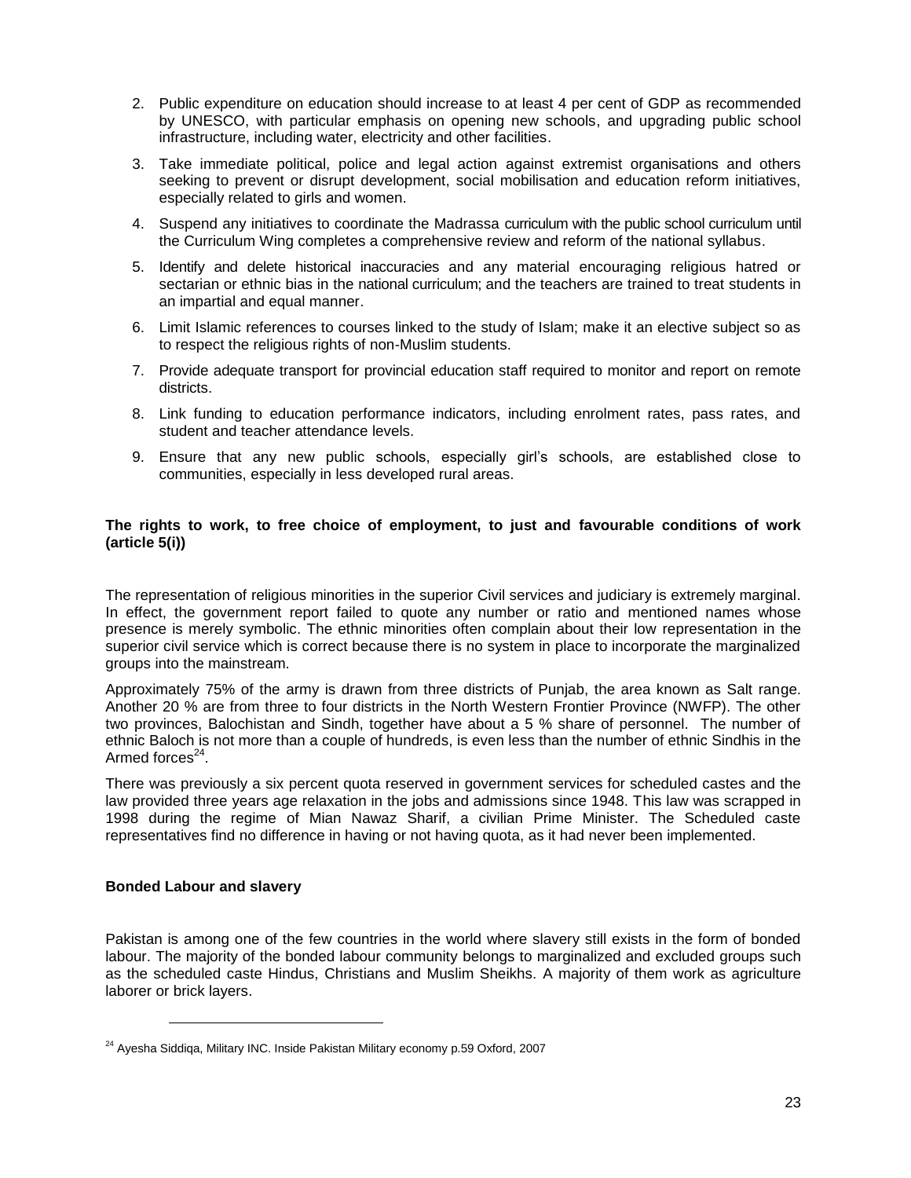2. Public expenditure on education should increase to at least 4 per cent of GDP as recommended by UNESCO, with particular emphasis on opening new schools, and upgrading public school infrastructure, including water, electricity and other facilities.
3. Take immediate political, police and legal action against extremist organisations and others seeking to prevent or disrupt development, social mobilisation and education reform initiatives, especially related to girls and women.
4. Suspend any initiatives to coordinate the Madrassa curriculum with the public school curriculum until the Curriculum Wing completes a comprehensive review and reform of the national syllabus.
5. Identify and delete historical inaccuracies and any material encouraging religious hatred or sectarian or ethnic bias in the national curriculum; and the teachers are trained to treat students in an impartial and equal manner.
6. Limit Islamic references to courses linked to the study of Islam; make it an elective subject so as to respect the religious rights of non-Muslim students.
7. Provide adequate transport for provincial education staff required to monitor and report on remote districts.
8. Link funding to education performance indicators, including enrolment rates, pass rates, and student and teacher attendance levels.
9. Ensure that any new public schools, especially girl's schools, are established close to communities, especially in less developed rural areas.

**The rights to work, to free choice of employment, to just and favourable conditions of work (article 5(i))**

The representation of religious minorities in the superior Civil services and judiciary is extremely marginal. In effect, the government report failed to quote any number or ratio and mentioned names whose presence is merely symbolic. The ethnic minorities often complain about their low representation in the superior civil service which is correct because there is no system in place to incorporate the marginalized groups into the mainstream.

Approximately 75% of the army is drawn from three districts of Punjab, the area known as Salt range. Another 20 % are from three to four districts in the North Western Frontier Province (NWFP). The other two provinces, Balochistan and Sindh, together have about a 5 % share of personnel. The number of ethnic Baloch is not more than a couple of hundreds, is even less than the number of ethnic Sindhis in the Armed forces[24].

There was previously a six percent quota reserved in government services for scheduled castes and the law provided three years age relaxation in the jobs and admissions since 1948. This law was scrapped in 1998 during the regime of Mian Nawaz Sharif, a civilian Prime Minister. The Scheduled caste representatives find no difference in having or not having quota, as it had never been implemented.

**Bonded Labour and slavery**

Pakistan is among one of the few countries in the world where slavery still exists in the form of bonded labour. The majority of the bonded labour community belongs to marginalized and excluded groups such as the scheduled caste Hindus, Christians and Muslim Sheikhs. A majority of them work as agriculture laborer or brick layers.

[24] Ayesha Siddiqa, Military INC. Inside Pakistan Military economy p.59 Oxford, 2007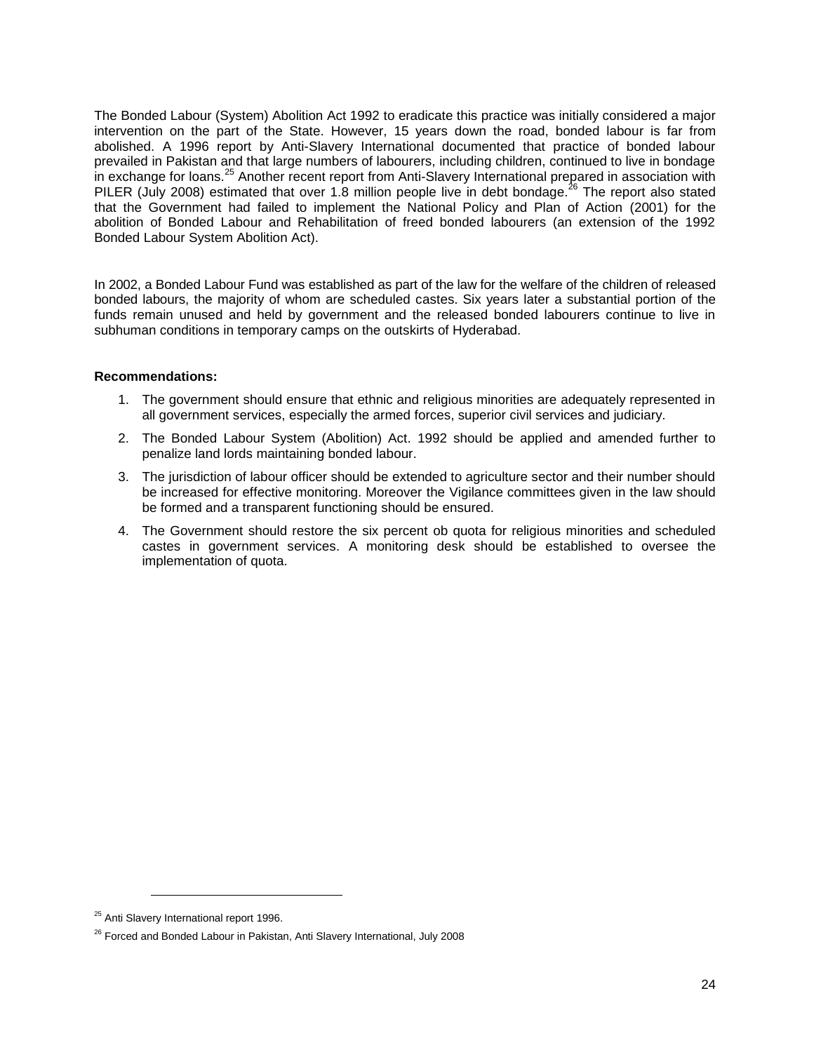The Bonded Labour (System) Abolition Act 1992 to eradicate this practice was initially considered a major intervention on the part of the State. However, 15 years down the road, bonded labour is far from abolished. A 1996 report by Anti-Slavery International documented that practice of bonded labour prevailed in Pakistan and that large numbers of labourers, including children, continued to live in bondage in exchange for loans.[25] Another recent report from Anti-Slavery International prepared in association with PILER (July 2008) estimated that over 1.8 million people live in debt bondage.[26] The report also stated that the Government had failed to implement the National Policy and Plan of Action (2001) for the abolition of Bonded Labour and Rehabilitation of freed bonded labourers (an extension of the 1992 Bonded Labour System Abolition Act).

In 2002, a Bonded Labour Fund was established as part of the law for the welfare of the children of released bonded labours, the majority of whom are scheduled castes. Six years later a substantial portion of the funds remain unused and held by government and the released bonded labourers continue to live in subhuman conditions in temporary camps on the outskirts of Hyderabad.

**Recommendations:**

1. The government should ensure that ethnic and religious minorities are adequately represented in all government services, especially the armed forces, superior civil services and judiciary.
2. The Bonded Labour System (Abolition) Act. 1992 should be applied and amended further to penalize land lords maintaining bonded labour.
3. The jurisdiction of labour officer should be extended to agriculture sector and their number should be increased for effective monitoring. Moreover the Vigilance committees given in the law should be formed and a transparent functioning should be ensured.
4. The Government should restore the six percent ob quota for religious minorities and scheduled castes in government services. A monitoring desk should be established to oversee the implementation of quota.

---

[25] Anti Slavery International report 1996.

[26] Forced and Bonded Labour in Pakistan, Anti Slavery International, July 2008